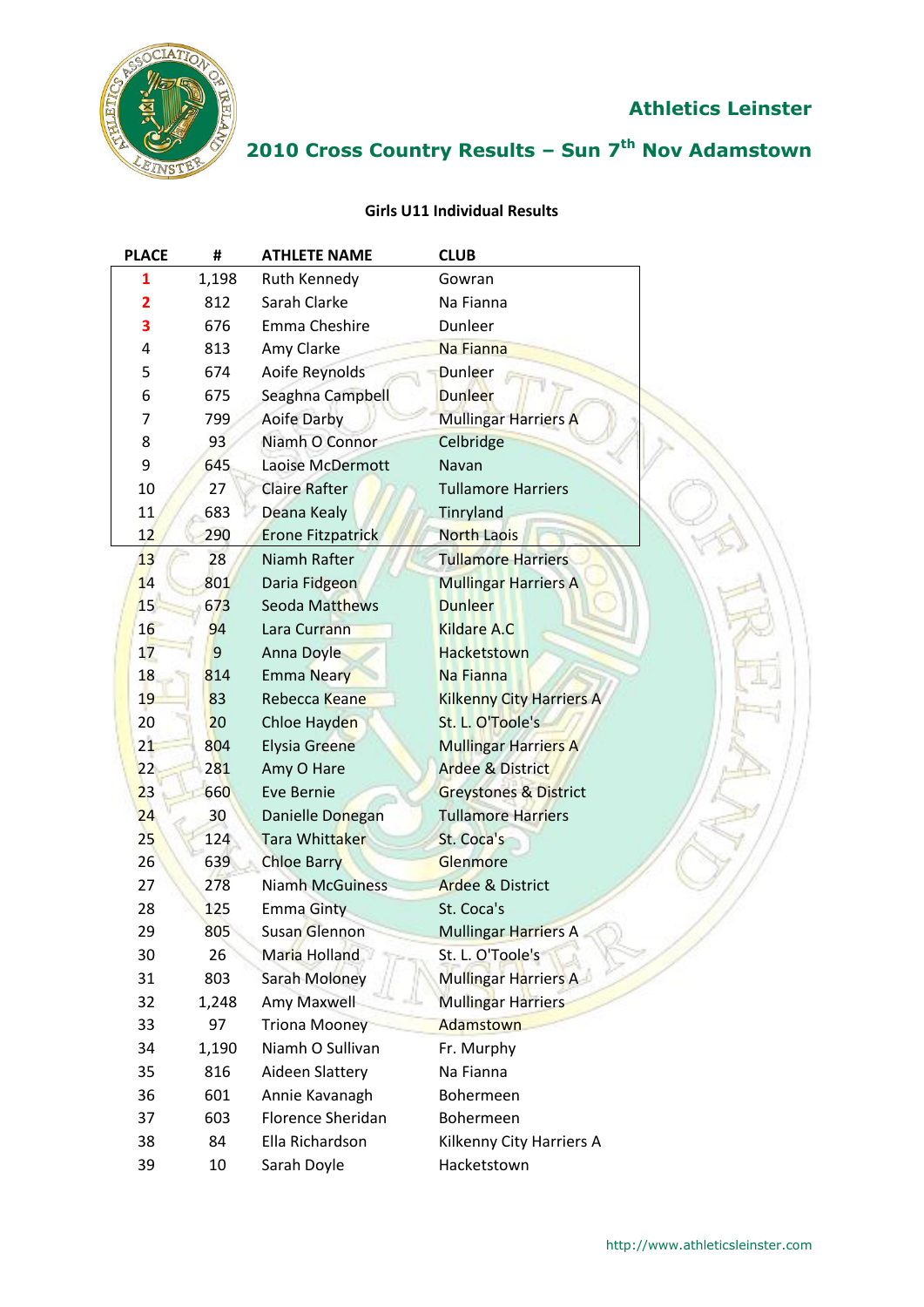# Athletics Leinster

## 2010 Cross Country Results – Sun 7th Nov Adamstown

### Girls U11 Individual Results

| PLACE | # | ATHLETE NAME | CLUB |
|---|---|---|---|
| 1 | 1,198 | Ruth Kennedy | Gowran |
| 2 | 812 | Sarah Clarke | Na Fianna |
| 3 | 676 | Emma Cheshire | Dunleer |
| 4 | 813 | Amy Clarke | Na Fianna |
| 5 | 674 | Aoife Reynolds | Dunleer |
| 6 | 675 | Seaghna Campbell | Dunleer |
| 7 | 799 | Aoife Darby | Mullingar Harriers A |
| 8 | 93 | Niamh O Connor | Celbridge |
| 9 | 645 | Laoise McDermott | Navan |
| 10 | 27 | Claire Rafter | Tullamore Harriers |
| 11 | 683 | Deana Kealy | Tinryland |
| 12 | 290 | Erone Fitzpatrick | North Laois |
| 13 | 28 | Niamh Rafter | Tullamore Harriers |
| 14 | 801 | Daria Fidgeon | Mullingar Harriers A |
| 15 | 673 | Seoda Matthews | Dunleer |
| 16 | 94 | Lara Currann | Kildare A.C |
| 17 | 9 | Anna Doyle | Hacketstown |
| 18 | 814 | Emma Neary | Na Fianna |
| 19 | 83 | Rebecca Keane | Kilkenny City Harriers A |
| 20 | 20 | Chloe Hayden | St. L. O'Toole's |
| 21 | 804 | Elysia Greene | Mullingar Harriers A |
| 22 | 281 | Amy O Hare | Ardee & District |
| 23 | 660 | Eve Bernie | Greystones & District |
| 24 | 30 | Danielle Donegan | Tullamore Harriers |
| 25 | 124 | Tara Whittaker | St. Coca's |
| 26 | 639 | Chloe Barry | Glenmore |
| 27 | 278 | Niamh McGuiness | Ardee & District |
| 28 | 125 | Emma Ginty | St. Coca's |
| 29 | 805 | Susan Glennon | Mullingar Harriers A |
| 30 | 26 | Maria Holland | St. L. O'Toole's |
| 31 | 803 | Sarah Moloney | Mullingar Harriers A |
| 32 | 1,248 | Amy Maxwell | Mullingar Harriers |
| 33 | 97 | Triona Mooney | Adamstown |
| 34 | 1,190 | Niamh O Sullivan | Fr. Murphy |
| 35 | 816 | Aideen Slattery | Na Fianna |
| 36 | 601 | Annie Kavanagh | Bohermeen |
| 37 | 603 | Florence Sheridan | Bohermeen |
| 38 | 84 | Ella Richardson | Kilkenny City Harriers A |
| 39 | 10 | Sarah Doyle | Hacketstown |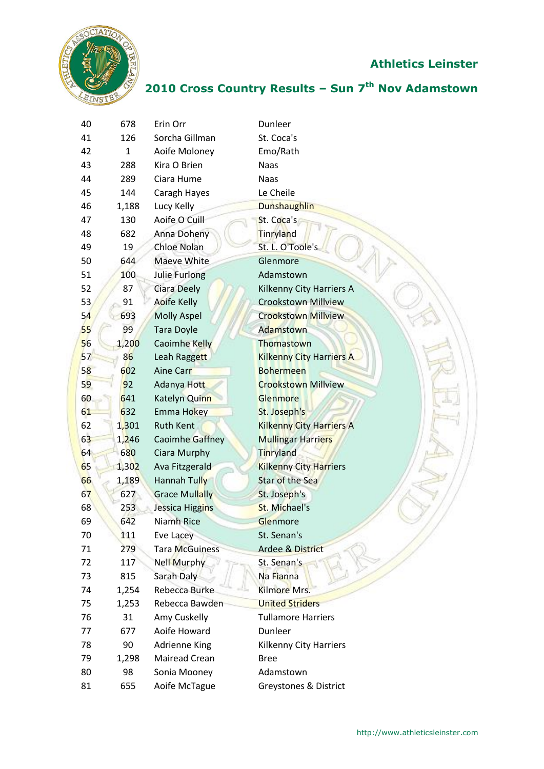## Athletics Leinster

## 2010 Cross Country Results – Sun 7th Nov Adamstown

| | | | |
|---|---|---|---|
| 40 | 678 | Erin Orr | Dunleer |
| 41 | 126 | Sorcha Gillman | St. Coca's |
| 42 | 1 | Aoife Moloney | Emo/Rath |
| 43 | 288 | Kira O Brien | Naas |
| 44 | 289 | Ciara Hume | Naas |
| 45 | 144 | Caragh Hayes | Le Cheile |
| 46 | 1,188 | Lucy Kelly | Dunshaughlin |
| 47 | 130 | Aoife O Cuill | St. Coca's |
| 48 | 682 | Anna Doheny | Tinryland |
| 49 | 19 | Chloe Nolan | St. L. O'Toole's |
| 50 | 644 | Maeve White | Glenmore |
| 51 | 100 | Julie Furlong | Adamstown |
| 52 | 87 | Ciara Deely | Kilkenny City Harriers A |
| 53 | 91 | Aoife Kelly | Crookstown Millview |
| 54 | 693 | Molly Aspel | Crookstown Millview |
| 55 | 99 | Tara Doyle | Adamstown |
| 56 | 1,200 | Caoimhe Kelly | Thomastown |
| 57 | 86 | Leah Raggett | Kilkenny City Harriers A |
| 58 | 602 | Aine Carr | Bohermeen |
| 59 | 92 | Adanya Hott | Crookstown Millview |
| 60 | 641 | Katelyn Quinn | Glenmore |
| 61 | 632 | Emma Hokey | St. Joseph's |
| 62 | 1,301 | Ruth Kent | Kilkenny City Harriers A |
| 63 | 1,246 | Caoimhe Gaffney | Mullingar Harriers |
| 64 | 680 | Ciara Murphy | Tinryland |
| 65 | 1,302 | Ava Fitzgerald | Kilkenny City Harriers |
| 66 | 1,189 | Hannah Tully | Star of the Sea |
| 67 | 627 | Grace Mullally | St. Joseph's |
| 68 | 253 | Jessica Higgins | St. Michael's |
| 69 | 642 | Niamh Rice | Glenmore |
| 70 | 111 | Eve Lacey | St. Senan's |
| 71 | 279 | Tara McGuiness | Ardee & District |
| 72 | 117 | Nell Murphy | St. Senan's |
| 73 | 815 | Sarah Daly | Na Fianna |
| 74 | 1,254 | Rebecca Burke | Kilmore Mrs. |
| 75 | 1,253 | Rebecca Bawden | United Striders |
| 76 | 31 | Amy Cuskelly | Tullamore Harriers |
| 77 | 677 | Aoife Howard | Dunleer |
| 78 | 90 | Adrienne King | Kilkenny City Harriers |
| 79 | 1,298 | Mairead Crean | Bree |
| 80 | 98 | Sonia Mooney | Adamstown |
| 81 | 655 | Aoife McTague | Greystones & District |

http://www.athleticsleinster.com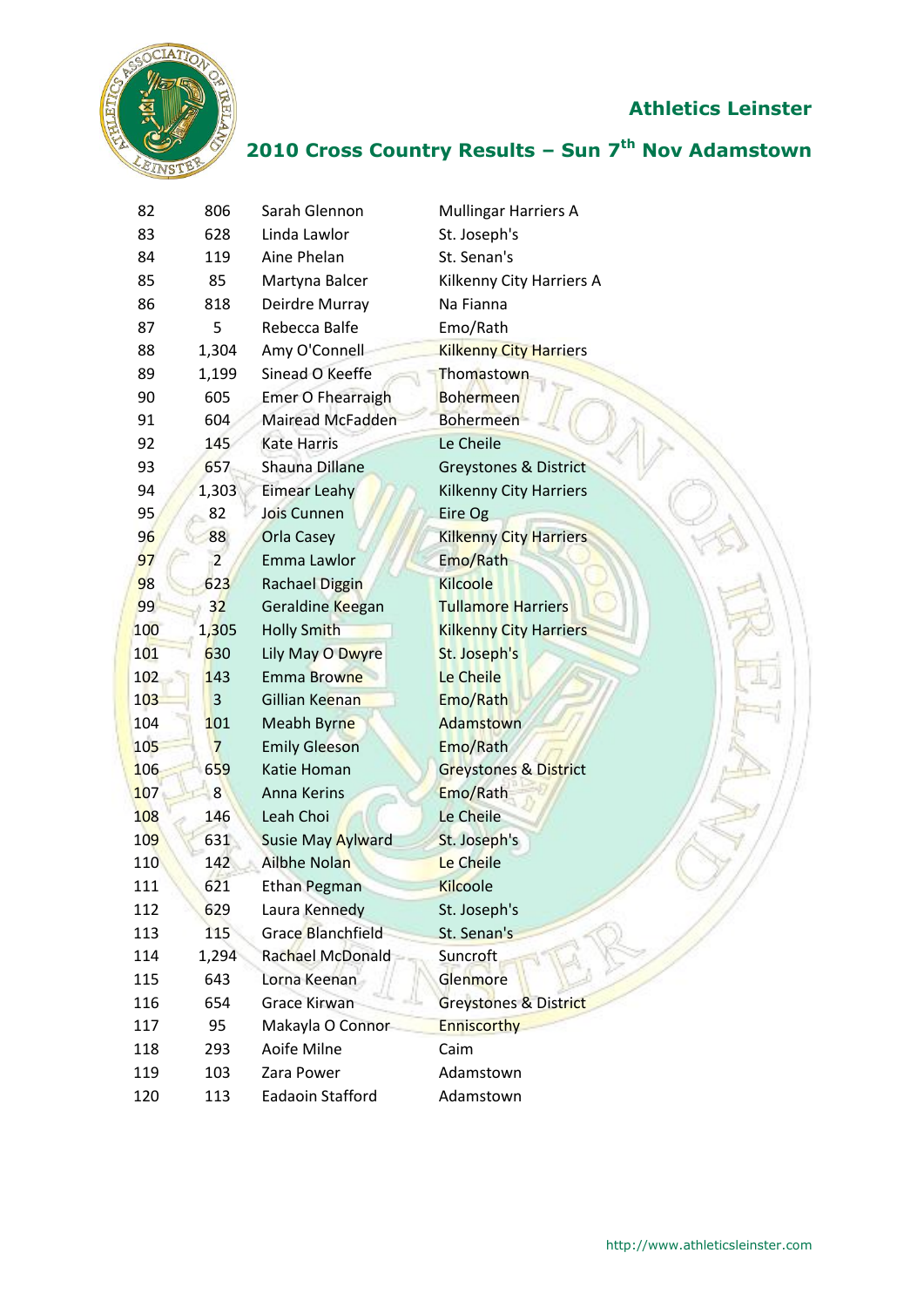## Athletics Leinster

## 2010 Cross Country Results – Sun 7th Nov Adamstown

| | | | |
|---|---|---|---|
| 82 | 806 | Sarah Glennon | Mullingar Harriers A |
| 83 | 628 | Linda Lawlor | St. Joseph's |
| 84 | 119 | Aine Phelan | St. Senan's |
| 85 | 85 | Martyna Balcer | Kilkenny City Harriers A |
| 86 | 818 | Deirdre Murray | Na Fianna |
| 87 | 5 | Rebecca Balfe | Emo/Rath |
| 88 | 1,304 | Amy O'Connell | Kilkenny City Harriers |
| 89 | 1,199 | Sinead O Keeffe | Thomastown |
| 90 | 605 | Emer O Fhearraigh | Bohermeen |
| 91 | 604 | Mairead McFadden | Bohermeen |
| 92 | 145 | Kate Harris | Le Cheile |
| 93 | 657 | Shauna Dillane | Greystones & District |
| 94 | 1,303 | Eimear Leahy | Kilkenny City Harriers |
| 95 | 82 | Jois Cunnen | Eire Og |
| 96 | 88 | Orla Casey | Kilkenny City Harriers |
| 97 | 2 | Emma Lawlor | Emo/Rath |
| 98 | 623 | Rachael Diggin | Kilcoole |
| 99 | 32 | Geraldine Keegan | Tullamore Harriers |
| 100 | 1,305 | Holly Smith | Kilkenny City Harriers |
| 101 | 630 | Lily May O Dwyre | St. Joseph's |
| 102 | 143 | Emma Browne | Le Cheile |
| 103 | 3 | Gillian Keenan | Emo/Rath |
| 104 | 101 | Meabh Byrne | Adamstown |
| 105 | 7 | Emily Gleeson | Emo/Rath |
| 106 | 659 | Katie Homan | Greystones & District |
| 107 | 8 | Anna Kerins | Emo/Rath |
| 108 | 146 | Leah Choi | Le Cheile |
| 109 | 631 | Susie May Aylward | St. Joseph's |
| 110 | 142 | Ailbhe Nolan | Le Cheile |
| 111 | 621 | Ethan Pegman | Kilcoole |
| 112 | 629 | Laura Kennedy | St. Joseph's |
| 113 | 115 | Grace Blanchfield | St. Senan's |
| 114 | 1,294 | Rachael McDonald | Suncroft |
| 115 | 643 | Lorna Keenan | Glenmore |
| 116 | 654 | Grace Kirwan | Greystones & District |
| 117 | 95 | Makayla O Connor | Enniscorthy |
| 118 | 293 | Aoife Milne | Caim |
| 119 | 103 | Zara Power | Adamstown |
| 120 | 113 | Eadaoin Stafford | Adamstown |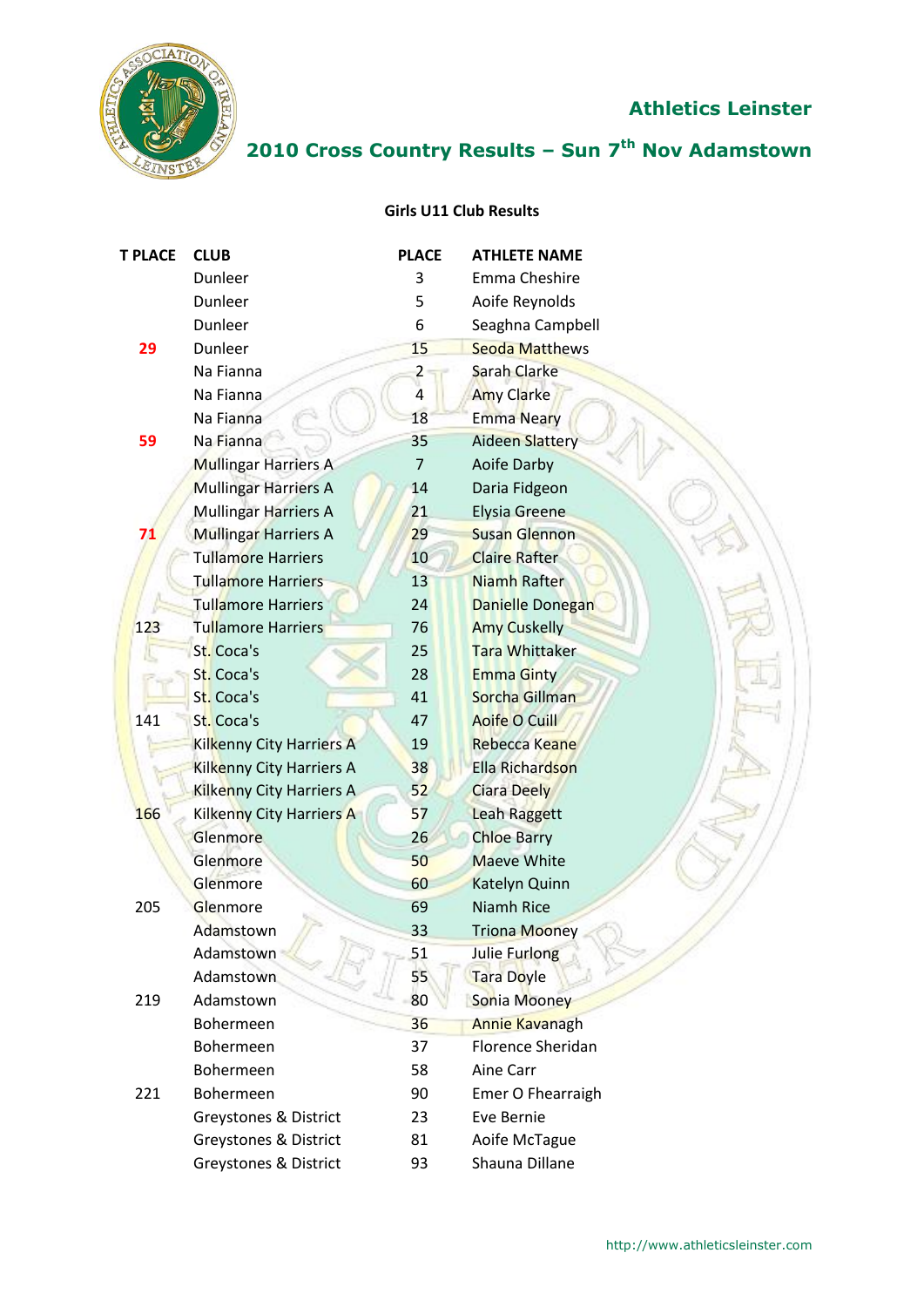## Athletics Leinster

## 2010 Cross Country Results – Sun 7th Nov Adamstown

### Girls U11 Club Results

| T PLACE | CLUB | PLACE | ATHLETE NAME |
|---|---|---|---|
| | Dunleer | 3 | Emma Cheshire |
| | Dunleer | 5 | Aoife Reynolds |
| | Dunleer | 6 | Seaghna Campbell |
| 29 | Dunleer | 15 | Seoda Matthews |
| | Na Fianna | 2 | Sarah Clarke |
| | Na Fianna | 4 | Amy Clarke |
| | Na Fianna | 18 | Emma Neary |
| 59 | Na Fianna | 35 | Aideen Slattery |
| | Mullingar Harriers A | 7 | Aoife Darby |
| | Mullingar Harriers A | 14 | Daria Fidgeon |
| | Mullingar Harriers A | 21 | Elysia Greene |
| 71 | Mullingar Harriers A | 29 | Susan Glennon |
| | Tullamore Harriers | 10 | Claire Rafter |
| | Tullamore Harriers | 13 | Niamh Rafter |
| | Tullamore Harriers | 24 | Danielle Donegan |
| 123 | Tullamore Harriers | 76 | Amy Cuskelly |
| | St. Coca's | 25 | Tara Whittaker |
| | St. Coca's | 28 | Emma Ginty |
| | St. Coca's | 41 | Sorcha Gillman |
| 141 | St. Coca's | 47 | Aoife O Cuill |
| | Kilkenny City Harriers A | 19 | Rebecca Keane |
| | Kilkenny City Harriers A | 38 | Ella Richardson |
| | Kilkenny City Harriers A | 52 | Ciara Deely |
| 166 | Kilkenny City Harriers A | 57 | Leah Raggett |
| | Glenmore | 26 | Chloe Barry |
| | Glenmore | 50 | Maeve White |
| | Glenmore | 60 | Katelyn Quinn |
| 205 | Glenmore | 69 | Niamh Rice |
| | Adamstown | 33 | Triona Mooney |
| | Adamstown | 51 | Julie Furlong |
| | Adamstown | 55 | Tara Doyle |
| 219 | Adamstown | 80 | Sonia Mooney |
| | Bohermeen | 36 | Annie Kavanagh |
| | Bohermeen | 37 | Florence Sheridan |
| | Bohermeen | 58 | Aine Carr |
| 221 | Bohermeen | 90 | Emer O Fhearraigh |
| | Greystones & District | 23 | Eve Bernie |
| | Greystones & District | 81 | Aoife McTague |
| | Greystones & District | 93 | Shauna Dillane |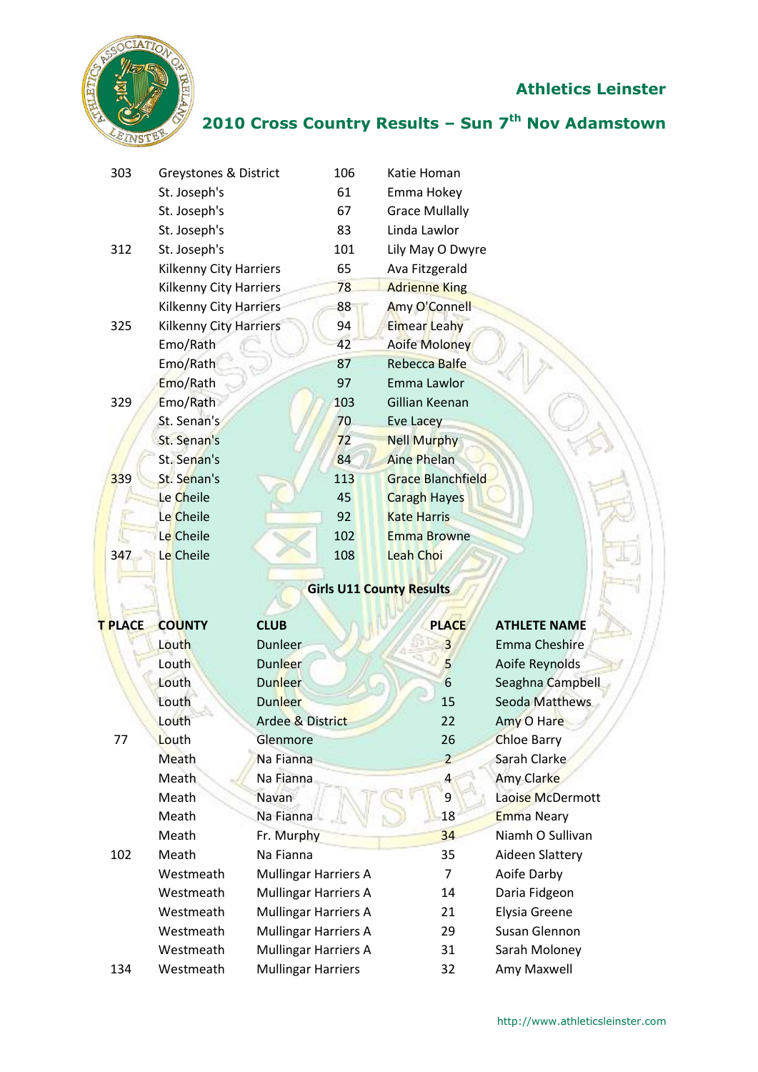## Athletics Leinster

## 2010 Cross Country Results – Sun 7th Nov Adamstown

| | | | |
|---|---|---|---|
| 303 | Greystones & District | 106 | Katie Homan |
| | St. Joseph's | 61 | Emma Hokey |
| | St. Joseph's | 67 | Grace Mullally |
| | St. Joseph's | 83 | Linda Lawlor |
| 312 | St. Joseph's | 101 | Lily May O Dwyre |
| | Kilkenny City Harriers | 65 | Ava Fitzgerald |
| | Kilkenny City Harriers | 78 | Adrienne King |
| | Kilkenny City Harriers | 88 | Amy O'Connell |
| 325 | Kilkenny City Harriers | 94 | Eimear Leahy |
| | Emo/Rath | 42 | Aoife Moloney |
| | Emo/Rath | 87 | Rebecca Balfe |
| | Emo/Rath | 97 | Emma Lawlor |
| 329 | Emo/Rath | 103 | Gillian Keenan |
| | St. Senan's | 70 | Eve Lacey |
| | St. Senan's | 72 | Nell Murphy |
| | St. Senan's | 84 | Aine Phelan |
| 339 | St. Senan's | 113 | Grace Blanchfield |
| | Le Cheile | 45 | Caragh Hayes |
| | Le Cheile | 92 | Kate Harris |
| | Le Cheile | 102 | Emma Browne |
| 347 | Le Cheile | 108 | Leah Choi |

**Girls U11 County Results**

| T PLACE | COUNTY | CLUB | PLACE | ATHLETE NAME |
|---|---|---|---|---|
| | Louth | Dunleer | 3 | Emma Cheshire |
| | Louth | Dunleer | 5 | Aoife Reynolds |
| | Louth | Dunleer | 6 | Seaghna Campbell |
| | Louth | Dunleer | 15 | Seoda Matthews |
| | Louth | Ardee & District | 22 | Amy O Hare |
| 77 | Louth | Glenmore | 26 | Chloe Barry |
| | Meath | Na Fianna | 2 | Sarah Clarke |
| | Meath | Na Fianna | 4 | Amy Clarke |
| | Meath | Navan | 9 | Laoise McDermott |
| | Meath | Na Fianna | 18 | Emma Neary |
| | Meath | Fr. Murphy | 34 | Niamh O Sullivan |
| 102 | Meath | Na Fianna | 35 | Aideen Slattery |
| | Westmeath | Mullingar Harriers A | 7 | Aoife Darby |
| | Westmeath | Mullingar Harriers A | 14 | Daria Fidgeon |
| | Westmeath | Mullingar Harriers A | 21 | Elysia Greene |
| | Westmeath | Mullingar Harriers A | 29 | Susan Glennon |
| | Westmeath | Mullingar Harriers A | 31 | Sarah Moloney |
| 134 | Westmeath | Mullingar Harriers | 32 | Amy Maxwell |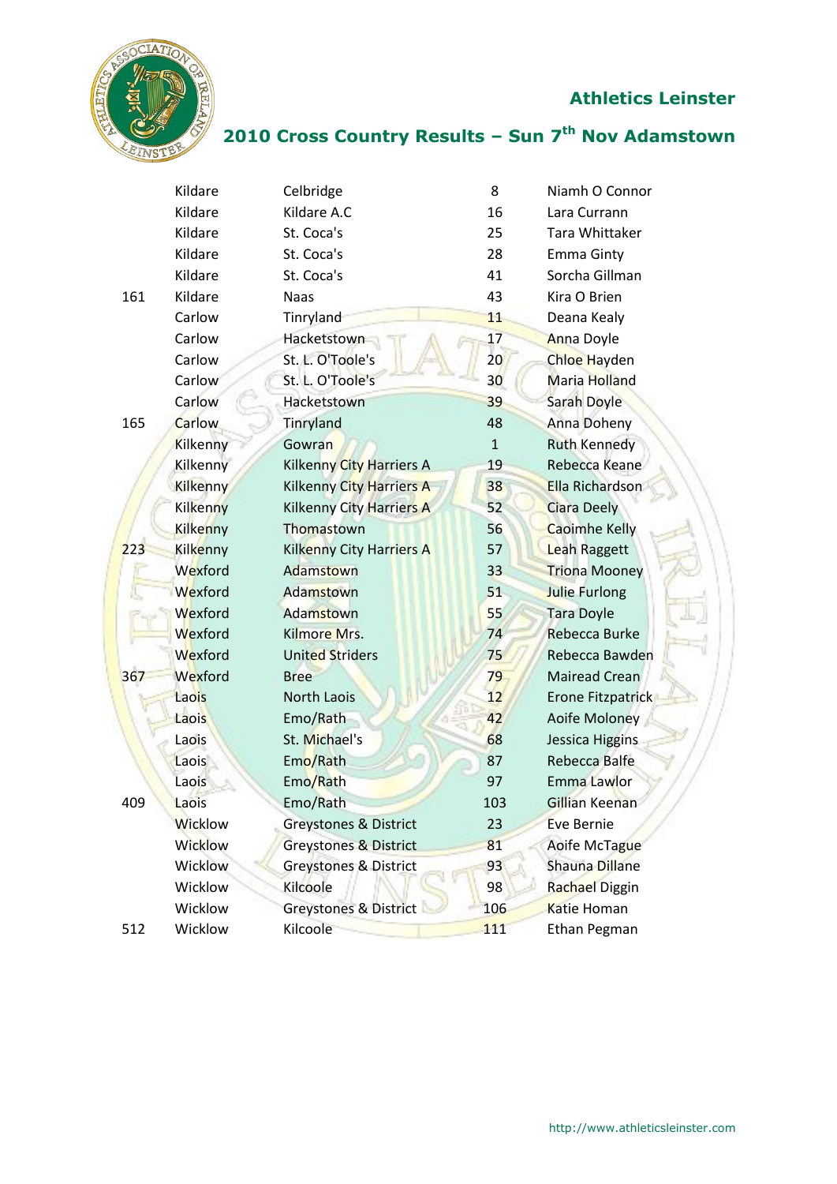## Athletics Leinster

## 2010 Cross Country Results – Sun 7th Nov Adamstown

| | | | | |
|---|---|---|---|---|
| | Kildare | Celbridge | 8 | Niamh O Connor |
| | Kildare | Kildare A.C | 16 | Lara Currann |
| | Kildare | St. Coca's | 25 | Tara Whittaker |
| | Kildare | St. Coca's | 28 | Emma Ginty |
| | Kildare | St. Coca's | 41 | Sorcha Gillman |
| 161 | Kildare | Naas | 43 | Kira O Brien |
| | Carlow | Tinryland | 11 | Deana Kealy |
| | Carlow | Hacketstown | 17 | Anna Doyle |
| | Carlow | St. L. O'Toole's | 20 | Chloe Hayden |
| | Carlow | St. L. O'Toole's | 30 | Maria Holland |
| | Carlow | Hacketstown | 39 | Sarah Doyle |
| 165 | Carlow | Tinryland | 48 | Anna Doheny |
| | Kilkenny | Gowran | 1 | Ruth Kennedy |
| | Kilkenny | Kilkenny City Harriers A | 19 | Rebecca Keane |
| | Kilkenny | Kilkenny City Harriers A | 38 | Ella Richardson |
| | Kilkenny | Kilkenny City Harriers A | 52 | Ciara Deely |
| | Kilkenny | Thomastown | 56 | Caoimhe Kelly |
| 223 | Kilkenny | Kilkenny City Harriers A | 57 | Leah Raggett |
| | Wexford | Adamstown | 33 | Triona Mooney |
| | Wexford | Adamstown | 51 | Julie Furlong |
| | Wexford | Adamstown | 55 | Tara Doyle |
| | Wexford | Kilmore Mrs. | 74 | Rebecca Burke |
| | Wexford | United Striders | 75 | Rebecca Bawden |
| 367 | Wexford | Bree | 79 | Mairead Crean |
| | Laois | North Laois | 12 | Erone Fitzpatrick |
| | Laois | Emo/Rath | 42 | Aoife Moloney |
| | Laois | St. Michael's | 68 | Jessica Higgins |
| | Laois | Emo/Rath | 87 | Rebecca Balfe |
| | Laois | Emo/Rath | 97 | Emma Lawlor |
| 409 | Laois | Emo/Rath | 103 | Gillian Keenan |
| | Wicklow | Greystones & District | 23 | Eve Bernie |
| | Wicklow | Greystones & District | 81 | Aoife McTague |
| | Wicklow | Greystones & District | 93 | Shauna Dillane |
| | Wicklow | Kilcoole | 98 | Rachael Diggin |
| | Wicklow | Greystones & District | 106 | Katie Homan |
| 512 | Wicklow | Kilcoole | 111 | Ethan Pegman |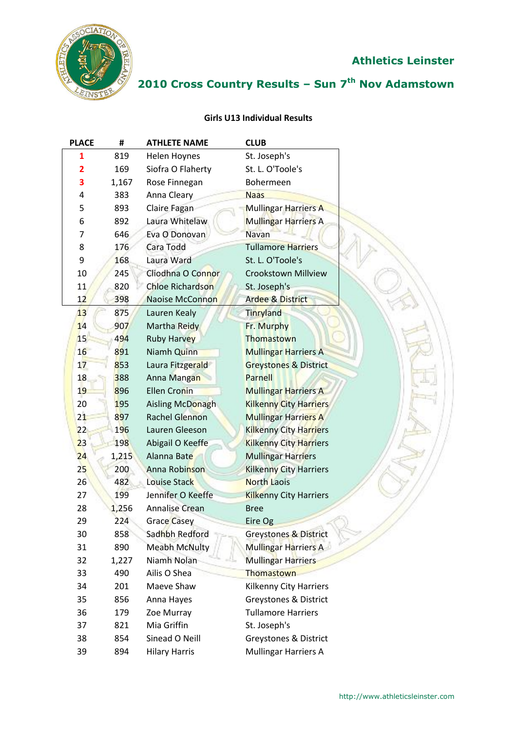# Athletics Leinster

## 2010 Cross Country Results – Sun 7th Nov Adamstown

### Girls U13 Individual Results

| PLACE | # | ATHLETE NAME | CLUB |
|---|---|---|---|
| 1 | 819 | Helen Hoynes | St. Joseph's |
| 2 | 169 | Siofra O Flaherty | St. L. O'Toole's |
| 3 | 1,167 | Rose Finnegan | Bohermeen |
| 4 | 383 | Anna Cleary | Naas |
| 5 | 893 | Claire Fagan | Mullingar Harriers A |
| 6 | 892 | Laura Whitelaw | Mullingar Harriers A |
| 7 | 646 | Eva O Donovan | Navan |
| 8 | 176 | Cara Todd | Tullamore Harriers |
| 9 | 168 | Laura Ward | St. L. O'Toole's |
| 10 | 245 | Cliodhna O Connor | Crookstown Millview |
| 11 | 820 | Chloe Richardson | St. Joseph's |
| 12 | 398 | Naoise McConnon | Ardee & District |
| 13 | 875 | Lauren Kealy | Tinryland |
| 14 | 907 | Martha Reidy | Fr. Murphy |
| 15 | 494 | Ruby Harvey | Thomastown |
| 16 | 891 | Niamh Quinn | Mullingar Harriers A |
| 17 | 853 | Laura Fitzgerald | Greystones & District |
| 18 | 388 | Anna Mangan | Parnell |
| 19 | 896 | Ellen Cronin | Mullingar Harriers A |
| 20 | 195 | Aisling McDonagh | Kilkenny City Harriers |
| 21 | 897 | Rachel Glennon | Mullingar Harriers A |
| 22 | 196 | Lauren Gleeson | Kilkenny City Harriers |
| 23 | 198 | Abigail O Keeffe | Kilkenny City Harriers |
| 24 | 1,215 | Alanna Bate | Mullingar Harriers |
| 25 | 200 | Anna Robinson | Kilkenny City Harriers |
| 26 | 482 | Louise Stack | North Laois |
| 27 | 199 | Jennifer O Keeffe | Kilkenny City Harriers |
| 28 | 1,256 | Annalise Crean | Bree |
| 29 | 224 | Grace Casey | Eire Og |
| 30 | 858 | Sadhbh Redford | Greystones & District |
| 31 | 890 | Meabh McNulty | Mullingar Harriers A |
| 32 | 1,227 | Niamh Nolan | Mullingar Harriers |
| 33 | 490 | Ailis O Shea | Thomastown |
| 34 | 201 | Maeve Shaw | Kilkenny City Harriers |
| 35 | 856 | Anna Hayes | Greystones & District |
| 36 | 179 | Zoe Murray | Tullamore Harriers |
| 37 | 821 | Mia Griffin | St. Joseph's |
| 38 | 854 | Sinead O Neill | Greystones & District |
| 39 | 894 | Hilary Harris | Mullingar Harriers A |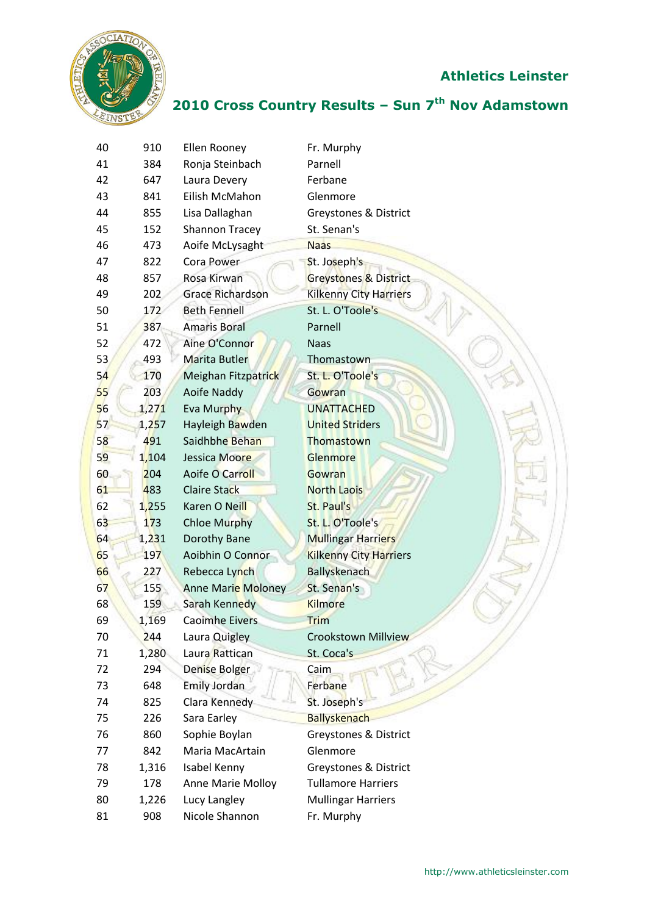## Athletics Leinster

## 2010 Cross Country Results – Sun 7th Nov Adamstown

| | | | |
|---|---|---|---|
| 40 | 910 | Ellen Rooney | Fr. Murphy |
| 41 | 384 | Ronja Steinbach | Parnell |
| 42 | 647 | Laura Devery | Ferbane |
| 43 | 841 | Eilish McMahon | Glenmore |
| 44 | 855 | Lisa Dallaghan | Greystones & District |
| 45 | 152 | Shannon Tracey | St. Senan's |
| 46 | 473 | Aoife McLysaght | Naas |
| 47 | 822 | Cora Power | St. Joseph's |
| 48 | 857 | Rosa Kirwan | Greystones & District |
| 49 | 202 | Grace Richardson | Kilkenny City Harriers |
| 50 | 172 | Beth Fennell | St. L. O'Toole's |
| 51 | 387 | Amaris Boral | Parnell |
| 52 | 472 | Aine O'Connor | Naas |
| 53 | 493 | Marita Butler | Thomastown |
| 54 | 170 | Meighan Fitzpatrick | St. L. O'Toole's |
| 55 | 203 | Aoife Naddy | Gowran |
| 56 | 1,271 | Eva Murphy | UNATTACHED |
| 57 | 1,257 | Hayleigh Bawden | United Striders |
| 58 | 491 | Saidhbhe Behan | Thomastown |
| 59 | 1,104 | Jessica Moore | Glenmore |
| 60 | 204 | Aoife O Carroll | Gowran |
| 61 | 483 | Claire Stack | North Laois |
| 62 | 1,255 | Karen O Neill | St. Paul's |
| 63 | 173 | Chloe Murphy | St. L. O'Toole's |
| 64 | 1,231 | Dorothy Bane | Mullingar Harriers |
| 65 | 197 | Aoibhin O Connor | Kilkenny City Harriers |
| 66 | 227 | Rebecca Lynch | Ballyskenach |
| 67 | 155 | Anne Marie Moloney | St. Senan's |
| 68 | 159 | Sarah Kennedy | Kilmore |
| 69 | 1,169 | Caoimhe Eivers | Trim |
| 70 | 244 | Laura Quigley | Crookstown Millview |
| 71 | 1,280 | Laura Rattican | St. Coca's |
| 72 | 294 | Denise Bolger | Caim |
| 73 | 648 | Emily Jordan | Ferbane |
| 74 | 825 | Clara Kennedy | St. Joseph's |
| 75 | 226 | Sara Earley | Ballyskenach |
| 76 | 860 | Sophie Boylan | Greystones & District |
| 77 | 842 | Maria MacArtain | Glenmore |
| 78 | 1,316 | Isabel Kenny | Greystones & District |
| 79 | 178 | Anne Marie Molloy | Tullamore Harriers |
| 80 | 1,226 | Lucy Langley | Mullingar Harriers |
| 81 | 908 | Nicole Shannon | Fr. Murphy |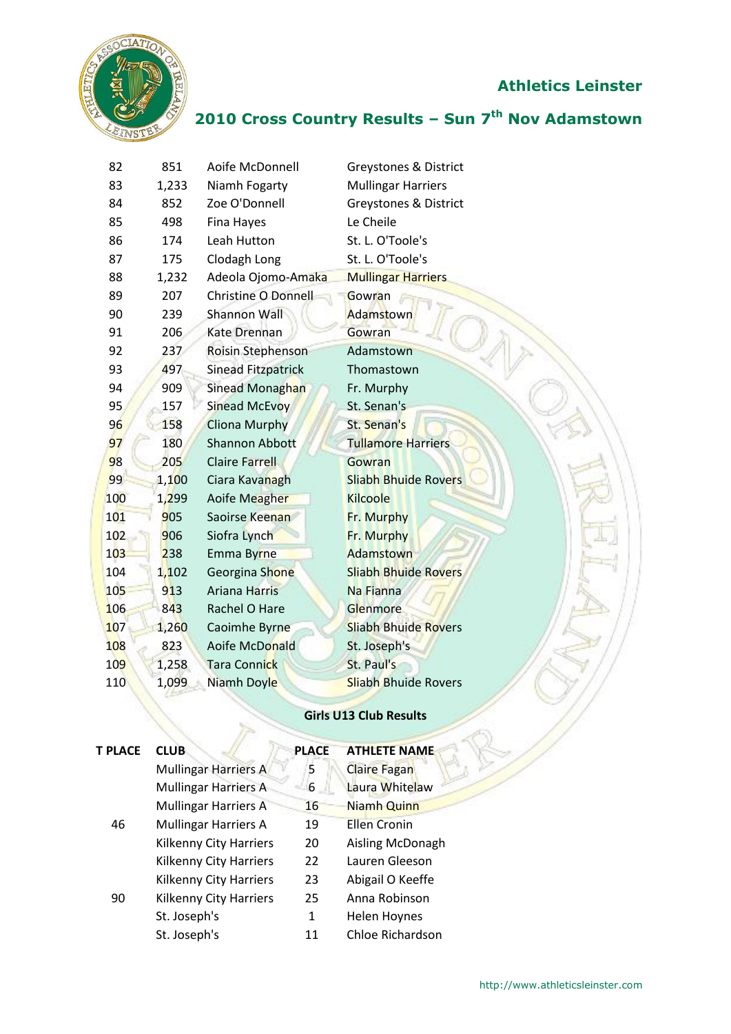## Athletics Leinster

## 2010 Cross Country Results – Sun 7th Nov Adamstown

| | | | |
|---|---|---|---|
| 82 | 851 | Aoife McDonnell | Greystones & District |
| 83 | 1,233 | Niamh Fogarty | Mullingar Harriers |
| 84 | 852 | Zoe O'Donnell | Greystones & District |
| 85 | 498 | Fina Hayes | Le Cheile |
| 86 | 174 | Leah Hutton | St. L. O'Toole's |
| 87 | 175 | Clodagh Long | St. L. O'Toole's |
| 88 | 1,232 | Adeola Ojomo-Amaka | Mullingar Harriers |
| 89 | 207 | Christine O Donnell | Gowran |
| 90 | 239 | Shannon Wall | Adamstown |
| 91 | 206 | Kate Drennan | Gowran |
| 92 | 237 | Roisin Stephenson | Adamstown |
| 93 | 497 | Sinead Fitzpatrick | Thomastown |
| 94 | 909 | Sinead Monaghan | Fr. Murphy |
| 95 | 157 | Sinead McEvoy | St. Senan's |
| 96 | 158 | Cliona Murphy | St. Senan's |
| 97 | 180 | Shannon Abbott | Tullamore Harriers |
| 98 | 205 | Claire Farrell | Gowran |
| 99 | 1,100 | Ciara Kavanagh | Sliabh Bhuide Rovers |
| 100 | 1,299 | Aoife Meagher | Kilcoole |
| 101 | 905 | Saoirse Keenan | Fr. Murphy |
| 102 | 906 | Siofra Lynch | Fr. Murphy |
| 103 | 238 | Emma Byrne | Adamstown |
| 104 | 1,102 | Georgina Shone | Sliabh Bhuide Rovers |
| 105 | 913 | Ariana Harris | Na Fianna |
| 106 | 843 | Rachel O Hare | Glenmore |
| 107 | 1,260 | Caoimhe Byrne | Sliabh Bhuide Rovers |
| 108 | 823 | Aoife McDonald | St. Joseph's |
| 109 | 1,258 | Tara Connick | St. Paul's |
| 110 | 1,099 | Niamh Doyle | Sliabh Bhuide Rovers |

### Girls U13 Club Results

| T PLACE | CLUB | PLACE | ATHLETE NAME |
|---|---|---|---|
| | Mullingar Harriers A | 5 | Claire Fagan |
| | Mullingar Harriers A | 6 | Laura Whitelaw |
| | Mullingar Harriers A | 16 | Niamh Quinn |
| 46 | Mullingar Harriers A | 19 | Ellen Cronin |
| | Kilkenny City Harriers | 20 | Aisling McDonagh |
| | Kilkenny City Harriers | 22 | Lauren Gleeson |
| | Kilkenny City Harriers | 23 | Abigail O Keeffe |
| 90 | Kilkenny City Harriers | 25 | Anna Robinson |
| | St. Joseph's | 1 | Helen Hoynes |
| | St. Joseph's | 11 | Chloe Richardson |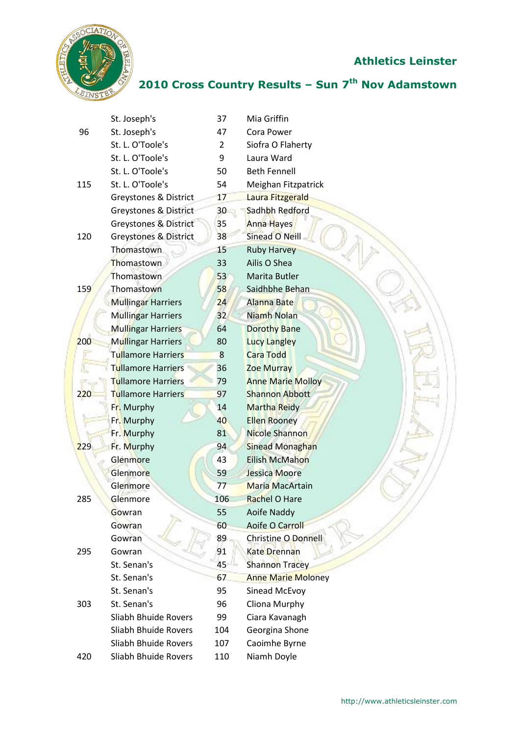## Athletics Leinster

## 2010 Cross Country Results – Sun 7th Nov Adamstown

| | | | |
|---|---|---|---|
| | St. Joseph's | 37 | Mia Griffin |
| 96 | St. Joseph's | 47 | Cora Power |
| | St. L. O'Toole's | 2 | Siofra O Flaherty |
| | St. L. O'Toole's | 9 | Laura Ward |
| | St. L. O'Toole's | 50 | Beth Fennell |
| 115 | St. L. O'Toole's | 54 | Meighan Fitzpatrick |
| | Greystones & District | 17 | Laura Fitzgerald |
| | Greystones & District | 30 | Sadhbh Redford |
| | Greystones & District | 35 | Anna Hayes |
| 120 | Greystones & District | 38 | Sinead O Neill |
| | Thomastown | 15 | Ruby Harvey |
| | Thomastown | 33 | Ailis O Shea |
| | Thomastown | 53 | Marita Butler |
| 159 | Thomastown | 58 | Saidhbhe Behan |
| | Mullingar Harriers | 24 | Alanna Bate |
| | Mullingar Harriers | 32 | Niamh Nolan |
| | Mullingar Harriers | 64 | Dorothy Bane |
| 200 | Mullingar Harriers | 80 | Lucy Langley |
| | Tullamore Harriers | 8 | Cara Todd |
| | Tullamore Harriers | 36 | Zoe Murray |
| | Tullamore Harriers | 79 | Anne Marie Molloy |
| 220 | Tullamore Harriers | 97 | Shannon Abbott |
| | Fr. Murphy | 14 | Martha Reidy |
| | Fr. Murphy | 40 | Ellen Rooney |
| | Fr. Murphy | 81 | Nicole Shannon |
| 229 | Fr. Murphy | 94 | Sinead Monaghan |
| | Glenmore | 43 | Eilish McMahon |
| | Glenmore | 59 | Jessica Moore |
| | Glenmore | 77 | Maria MacArtain |
| 285 | Glenmore | 106 | Rachel O Hare |
| | Gowran | 55 | Aoife Naddy |
| | Gowran | 60 | Aoife O Carroll |
| | Gowran | 89 | Christine O Donnell |
| 295 | Gowran | 91 | Kate Drennan |
| | St. Senan's | 45 | Shannon Tracey |
| | St. Senan's | 67 | Anne Marie Moloney |
| | St. Senan's | 95 | Sinead McEvoy |
| 303 | St. Senan's | 96 | Cliona Murphy |
| | Sliabh Bhuide Rovers | 99 | Ciara Kavanagh |
| | Sliabh Bhuide Rovers | 104 | Georgina Shone |
| | Sliabh Bhuide Rovers | 107 | Caoimhe Byrne |
| 420 | Sliabh Bhuide Rovers | 110 | Niamh Doyle |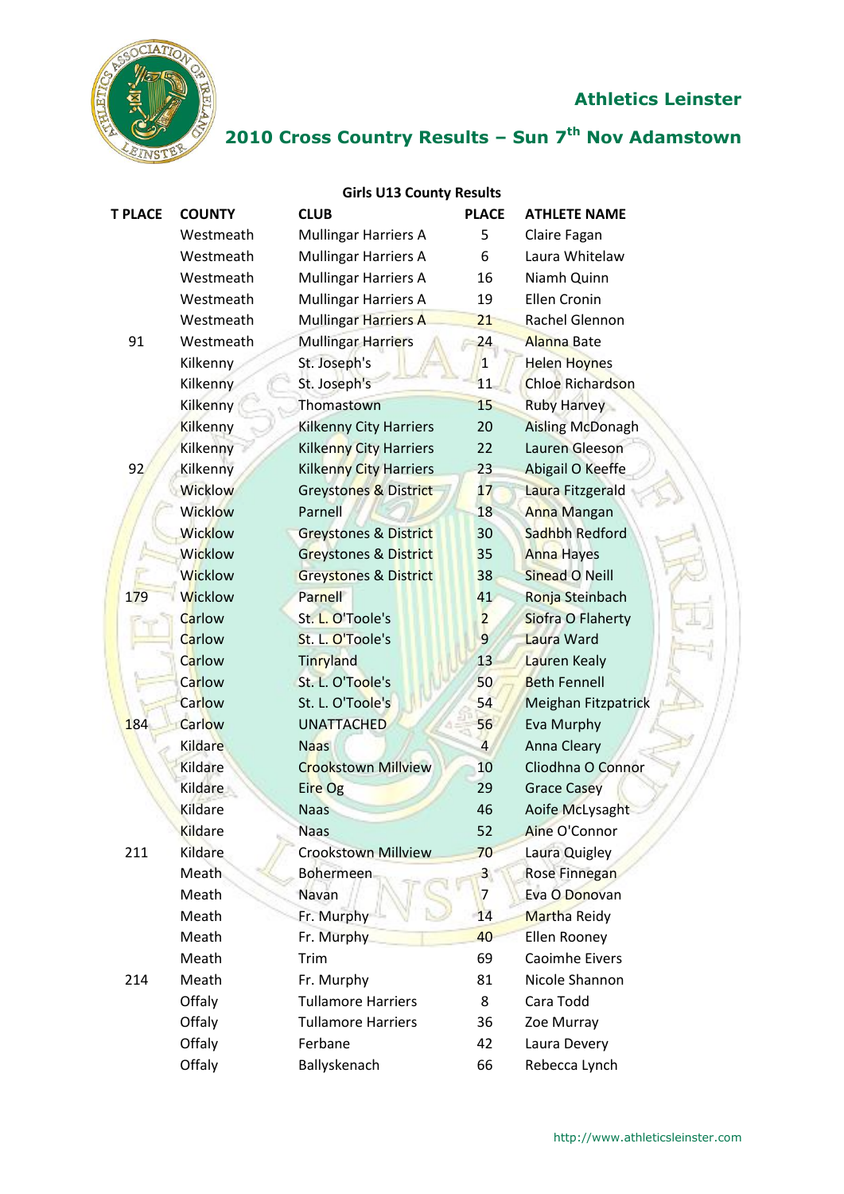## Athletics Leinster

## 2010 Cross Country Results – Sun 7th Nov Adamstown

**Girls U13 County Results**

| T PLACE | COUNTY | CLUB | PLACE | ATHLETE NAME |
|---|---|---|---|---|
| | Westmeath | Mullingar Harriers A | 5 | Claire Fagan |
| | Westmeath | Mullingar Harriers A | 6 | Laura Whitelaw |
| | Westmeath | Mullingar Harriers A | 16 | Niamh Quinn |
| | Westmeath | Mullingar Harriers A | 19 | Ellen Cronin |
| | Westmeath | Mullingar Harriers A | 21 | Rachel Glennon |
| 91 | Westmeath | Mullingar Harriers | 24 | Alanna Bate |
| | Kilkenny | St. Joseph's | 1 | Helen Hoynes |
| | Kilkenny | St. Joseph's | 11 | Chloe Richardson |
| | Kilkenny | Thomastown | 15 | Ruby Harvey |
| | Kilkenny | Kilkenny City Harriers | 20 | Aisling McDonagh |
| | Kilkenny | Kilkenny City Harriers | 22 | Lauren Gleeson |
| 92 | Kilkenny | Kilkenny City Harriers | 23 | Abigail O Keeffe |
| | Wicklow | Greystones & District | 17 | Laura Fitzgerald |
| | Wicklow | Parnell | 18 | Anna Mangan |
| | Wicklow | Greystones & District | 30 | Sadhbh Redford |
| | Wicklow | Greystones & District | 35 | Anna Hayes |
| | Wicklow | Greystones & District | 38 | Sinead O Neill |
| 179 | Wicklow | Parnell | 41 | Ronja Steinbach |
| | Carlow | St. L. O'Toole's | 2 | Siofra O Flaherty |
| | Carlow | St. L. O'Toole's | 9 | Laura Ward |
| | Carlow | Tinryland | 13 | Lauren Kealy |
| | Carlow | St. L. O'Toole's | 50 | Beth Fennell |
| | Carlow | St. L. O'Toole's | 54 | Meighan Fitzpatrick |
| 184 | Carlow | UNATTACHED | 56 | Eva Murphy |
| | Kildare | Naas | 4 | Anna Cleary |
| | Kildare | Crookstown Millview | 10 | Cliodhna O Connor |
| | Kildare | Eire Og | 29 | Grace Casey |
| | Kildare | Naas | 46 | Aoife McLysaght |
| | Kildare | Naas | 52 | Aine O'Connor |
| 211 | Kildare | Crookstown Millview | 70 | Laura Quigley |
| | Meath | Bohermeen | 3 | Rose Finnegan |
| | Meath | Navan | 7 | Eva O Donovan |
| | Meath | Fr. Murphy | 14 | Martha Reidy |
| | Meath | Fr. Murphy | 40 | Ellen Rooney |
| | Meath | Trim | 69 | Caoimhe Eivers |
| 214 | Meath | Fr. Murphy | 81 | Nicole Shannon |
| | Offaly | Tullamore Harriers | 8 | Cara Todd |
| | Offaly | Tullamore Harriers | 36 | Zoe Murray |
| | Offaly | Ferbane | 42 | Laura Devery |
| | Offaly | Ballyskenach | 66 | Rebecca Lynch |

http://www.athleticsleinster.com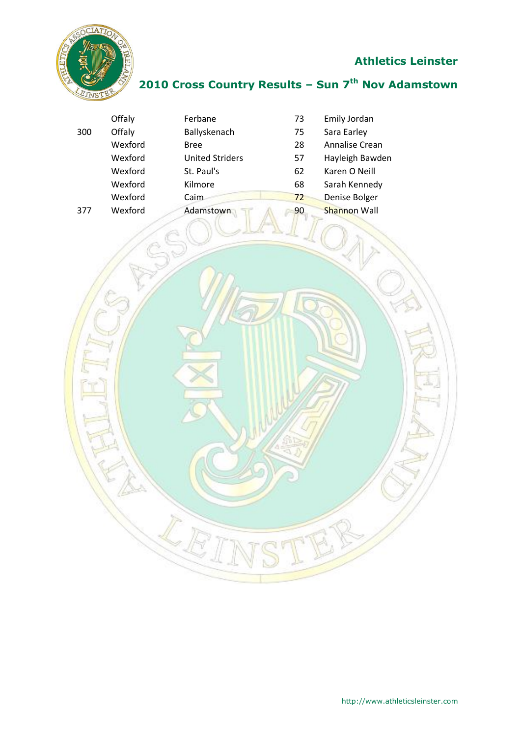| | | | | |
|---|---|---|---|---|
| | Offaly | Ferbane | 73 | Emily Jordan |
| 300 | Offaly | Ballyskenach | 75 | Sara Earley |
| | Wexford | Bree | 28 | Annalise Crean |
| | Wexford | United Striders | 57 | Hayleigh Bawden |
| | Wexford | St. Paul's | 62 | Karen O Neill |
| | Wexford | Kilmore | 68 | Sarah Kennedy |
| | Wexford | Caim | 72 | Denise Bolger |
| 377 | Wexford | Adamstown | 90 | Shannon Wall |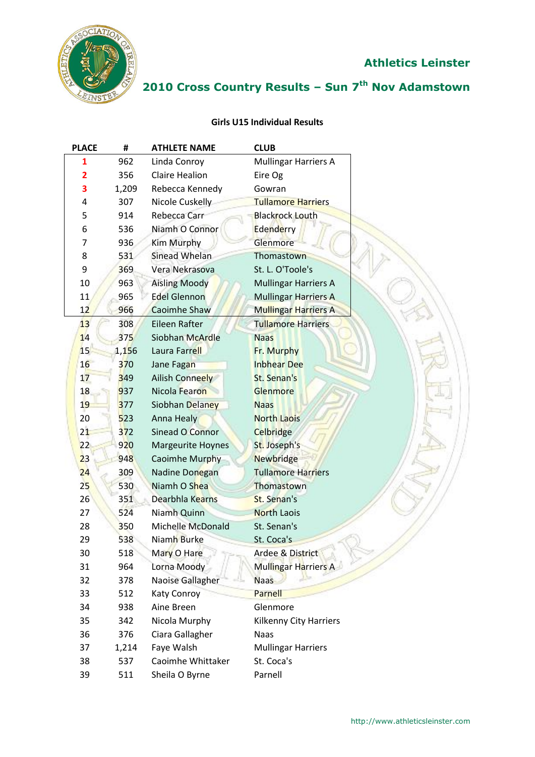## Athletics Leinster

## 2010 Cross Country Results – Sun 7th Nov Adamstown

### Girls U15 Individual Results

| PLACE | # | ATHLETE NAME | CLUB |
|---|---|---|---|
| 1 | 962 | Linda Conroy | Mullingar Harriers A |
| 2 | 356 | Claire Healion | Eire Og |
| 3 | 1,209 | Rebecca Kennedy | Gowran |
| 4 | 307 | Nicole Cuskelly | Tullamore Harriers |
| 5 | 914 | Rebecca Carr | Blackrock Louth |
| 6 | 536 | Niamh O Connor | Edenderry |
| 7 | 936 | Kim Murphy | Glenmore |
| 8 | 531 | Sinead Whelan | Thomastown |
| 9 | 369 | Vera Nekrasova | St. L. O'Toole's |
| 10 | 963 | Aisling Moody | Mullingar Harriers A |
| 11 | 965 | Edel Glennon | Mullingar Harriers A |
| 12 | 966 | Caoimhe Shaw | Mullingar Harriers A |
| 13 | 308 | Eileen Rafter | Tullamore Harriers |
| 14 | 375 | Siobhan McArdle | Naas |
| 15 | 1,156 | Laura Farrell | Fr. Murphy |
| 16 | 370 | Jane Fagan | Inbhear Dee |
| 17 | 349 | Ailish Conneely | St. Senan's |
| 18 | 937 | Nicola Fearon | Glenmore |
| 19 | 377 | Siobhan Delaney | Naas |
| 20 | 523 | Anna Healy | North Laois |
| 21 | 372 | Sinead O Connor | Celbridge |
| 22 | 920 | Margeurite Hoynes | St. Joseph's |
| 23 | 948 | Caoimhe Murphy | Newbridge |
| 24 | 309 | Nadine Donegan | Tullamore Harriers |
| 25 | 530 | Niamh O Shea | Thomastown |
| 26 | 351 | Dearbhla Kearns | St. Senan's |
| 27 | 524 | Niamh Quinn | North Laois |
| 28 | 350 | Michelle McDonald | St. Senan's |
| 29 | 538 | Niamh Burke | St. Coca's |
| 30 | 518 | Mary O Hare | Ardee & District |
| 31 | 964 | Lorna Moody | Mullingar Harriers A |
| 32 | 378 | Naoise Gallagher | Naas |
| 33 | 512 | Katy Conroy | Parnell |
| 34 | 938 | Aine Breen | Glenmore |
| 35 | 342 | Nicola Murphy | Kilkenny City Harriers |
| 36 | 376 | Ciara Gallagher | Naas |
| 37 | 1,214 | Faye Walsh | Mullingar Harriers |
| 38 | 537 | Caoimhe Whittaker | St. Coca's |
| 39 | 511 | Sheila O Byrne | Parnell |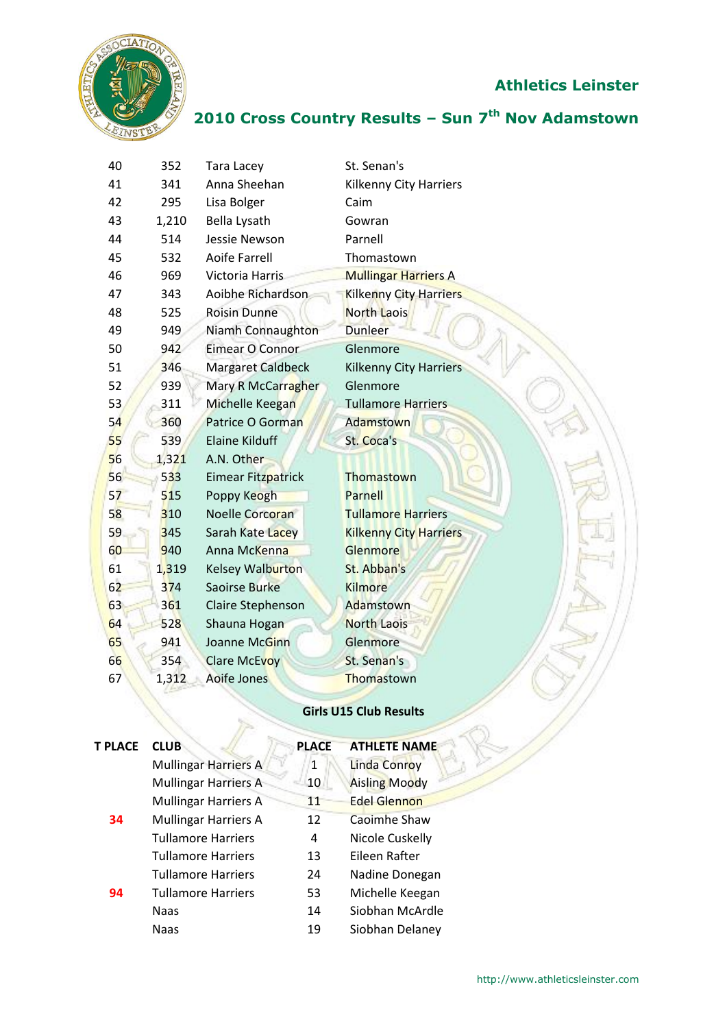## Athletics Leinster

## 2010 Cross Country Results – Sun 7th Nov Adamstown

| | | | |
|---|---|---|---|
| 40 | 352 | Tara Lacey | St. Senan's |
| 41 | 341 | Anna Sheehan | Kilkenny City Harriers |
| 42 | 295 | Lisa Bolger | Caim |
| 43 | 1,210 | Bella Lysath | Gowran |
| 44 | 514 | Jessie Newson | Parnell |
| 45 | 532 | Aoife Farrell | Thomastown |
| 46 | 969 | Victoria Harris | Mullingar Harriers A |
| 47 | 343 | Aoibhe Richardson | Kilkenny City Harriers |
| 48 | 525 | Roisin Dunne | North Laois |
| 49 | 949 | Niamh Connaughton | Dunleer |
| 50 | 942 | Eimear O Connor | Glenmore |
| 51 | 346 | Margaret Caldbeck | Kilkenny City Harriers |
| 52 | 939 | Mary R McCarragher | Glenmore |
| 53 | 311 | Michelle Keegan | Tullamore Harriers |
| 54 | 360 | Patrice O Gorman | Adamstown |
| 55 | 539 | Elaine Kilduff | St. Coca's |
| 56 | 1,321 | A.N. Other | |
| 56 | 533 | Eimear Fitzpatrick | Thomastown |
| 57 | 515 | Poppy Keogh | Parnell |
| 58 | 310 | Noelle Corcoran | Tullamore Harriers |
| 59 | 345 | Sarah Kate Lacey | Kilkenny City Harriers |
| 60 | 940 | Anna McKenna | Glenmore |
| 61 | 1,319 | Kelsey Walburton | St. Abban's |
| 62 | 374 | Saoirse Burke | Kilmore |
| 63 | 361 | Claire Stephenson | Adamstown |
| 64 | 528 | Shauna Hogan | North Laois |
| 65 | 941 | Joanne McGinn | Glenmore |
| 66 | 354 | Clare McEvoy | St. Senan's |
| 67 | 1,312 | Aoife Jones | Thomastown |

### Girls U15 Club Results

| T PLACE | CLUB | PLACE | ATHLETE NAME |
|---|---|---|---|
| | Mullingar Harriers A | 1 | Linda Conroy |
| | Mullingar Harriers A | 10 | Aisling Moody |
| | Mullingar Harriers A | 11 | Edel Glennon |
| 34 | Mullingar Harriers A | 12 | Caoimhe Shaw |
| | Tullamore Harriers | 4 | Nicole Cuskelly |
| | Tullamore Harriers | 13 | Eileen Rafter |
| | Tullamore Harriers | 24 | Nadine Donegan |
| 94 | Tullamore Harriers | 53 | Michelle Keegan |
| | Naas | 14 | Siobhan McArdle |
| | Naas | 19 | Siobhan Delaney |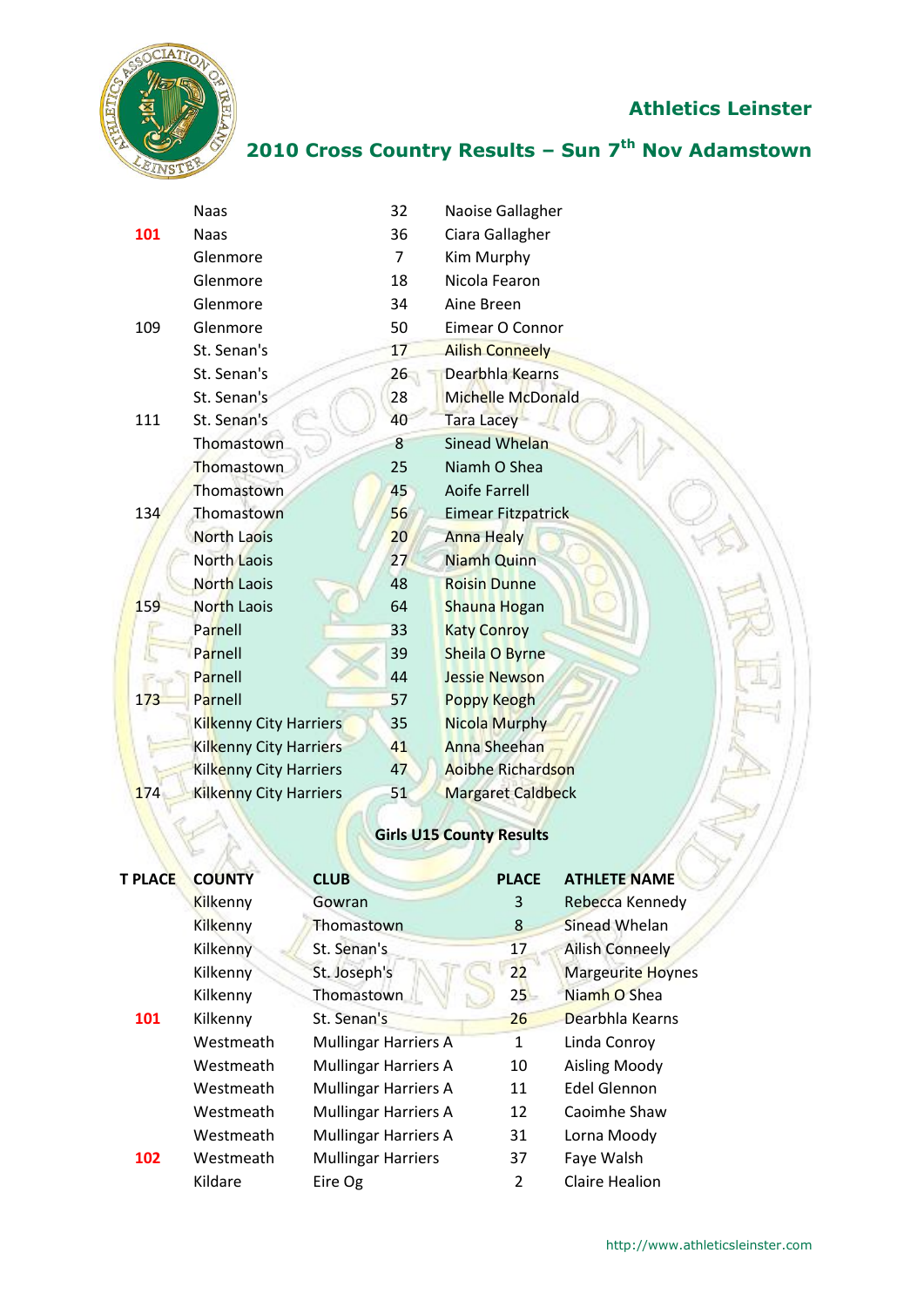## Athletics Leinster

## 2010 Cross Country Results – Sun 7th Nov Adamstown

| | | | |
|---|---|---|---|
| | Naas | 32 | Naoise Gallagher |
| **101** | Naas | 36 | Ciara Gallagher |
| | Glenmore | 7 | Kim Murphy |
| | Glenmore | 18 | Nicola Fearon |
| | Glenmore | 34 | Aine Breen |
| 109 | Glenmore | 50 | Eimear O Connor |
| | St. Senan's | 17 | Ailish Conneely |
| | St. Senan's | 26 | Dearbhla Kearns |
| | St. Senan's | 28 | Michelle McDonald |
| 111 | St. Senan's | 40 | Tara Lacey |
| | Thomastown | 8 | Sinead Whelan |
| | Thomastown | 25 | Niamh O Shea |
| | Thomastown | 45 | Aoife Farrell |
| 134 | Thomastown | 56 | Eimear Fitzpatrick |
| | North Laois | 20 | Anna Healy |
| | North Laois | 27 | Niamh Quinn |
| | North Laois | 48 | Roisin Dunne |
| 159 | North Laois | 64 | Shauna Hogan |
| | Parnell | 33 | Katy Conroy |
| | Parnell | 39 | Sheila O Byrne |
| | Parnell | 44 | Jessie Newson |
| 173 | Parnell | 57 | Poppy Keogh |
| | Kilkenny City Harriers | 35 | Nicola Murphy |
| | Kilkenny City Harriers | 41 | Anna Sheehan |
| | Kilkenny City Harriers | 47 | Aoibhe Richardson |
| 174 | Kilkenny City Harriers | 51 | Margaret Caldbeck |

### Girls U15 County Results

| T PLACE | COUNTY | CLUB | PLACE | ATHLETE NAME |
|---|---|---|---|---|
| | Kilkenny | Gowran | 3 | Rebecca Kennedy |
| | Kilkenny | Thomastown | 8 | Sinead Whelan |
| | Kilkenny | St. Senan's | 17 | Ailish Conneely |
| | Kilkenny | St. Joseph's | 22 | Margeurite Hoynes |
| | Kilkenny | Thomastown | 25 | Niamh O Shea |
| **101** | Kilkenny | St. Senan's | 26 | Dearbhla Kearns |
| | Westmeath | Mullingar Harriers A | 1 | Linda Conroy |
| | Westmeath | Mullingar Harriers A | 10 | Aisling Moody |
| | Westmeath | Mullingar Harriers A | 11 | Edel Glennon |
| | Westmeath | Mullingar Harriers A | 12 | Caoimhe Shaw |
| | Westmeath | Mullingar Harriers A | 31 | Lorna Moody |
| **102** | Westmeath | Mullingar Harriers | 37 | Faye Walsh |
| | Kildare | Eire Og | 2 | Claire Healion |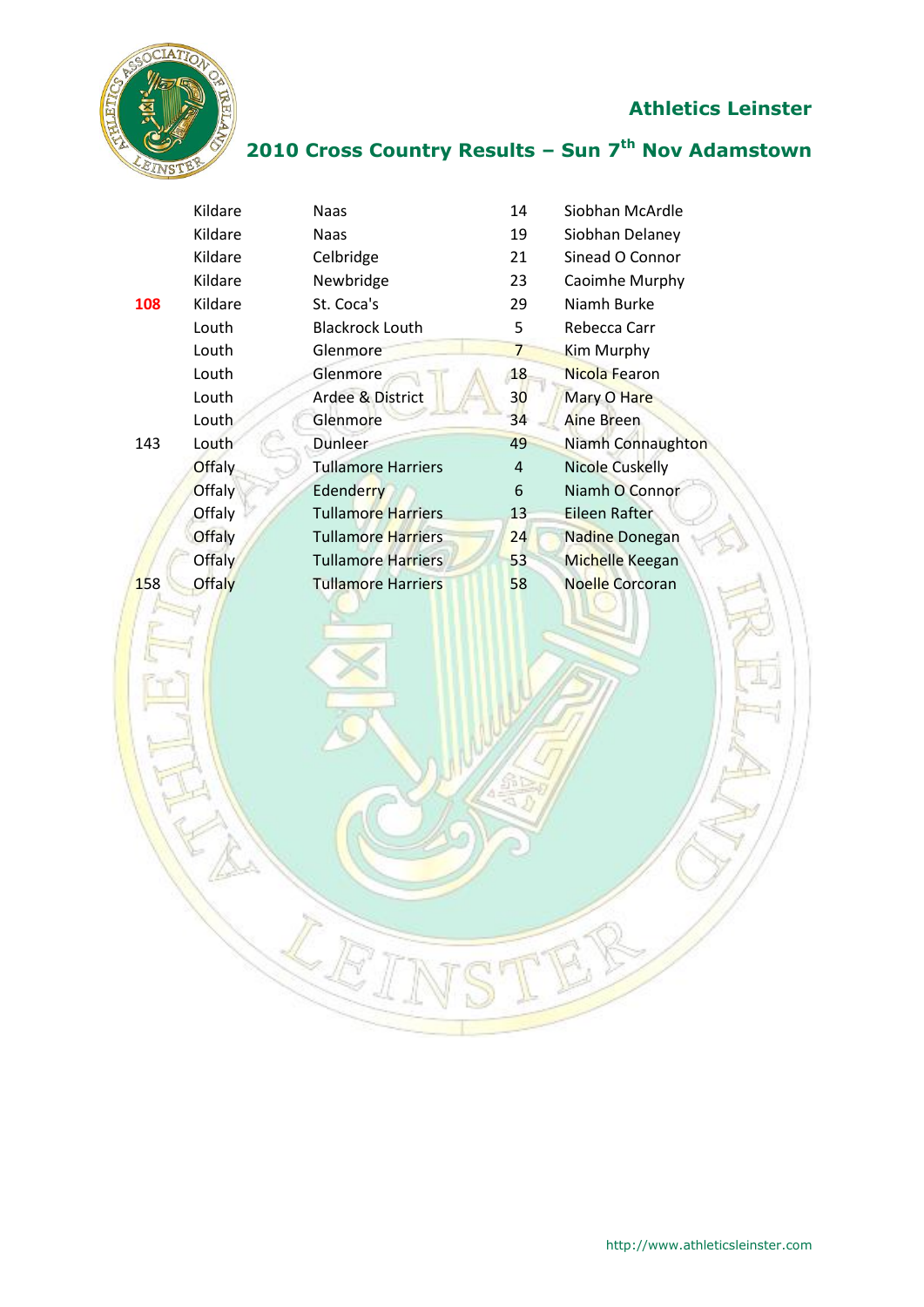## Athletics Leinster

## 2010 Cross Country Results – Sun 7th Nov Adamstown

| | | | | |
|---|---|---|---|---|
| | Kildare | Naas | 14 | Siobhan McArdle |
| | Kildare | Naas | 19 | Siobhan Delaney |
| | Kildare | Celbridge | 21 | Sinead O Connor |
| | Kildare | Newbridge | 23 | Caoimhe Murphy |
| **108** | Kildare | St. Coca's | 29 | Niamh Burke |
| | Louth | Blackrock Louth | 5 | Rebecca Carr |
| | Louth | Glenmore | 7 | Kim Murphy |
| | Louth | Glenmore | 18 | Nicola Fearon |
| | Louth | Ardee & District | 30 | Mary O Hare |
| | Louth | Glenmore | 34 | Aine Breen |
| 143 | Louth | Dunleer | 49 | Niamh Connaughton |
| | Offaly | Tullamore Harriers | 4 | Nicole Cuskelly |
| | Offaly | Edenderry | 6 | Niamh O Connor |
| | Offaly | Tullamore Harriers | 13 | Eileen Rafter |
| | Offaly | Tullamore Harriers | 24 | Nadine Donegan |
| | Offaly | Tullamore Harriers | 53 | Michelle Keegan |
| 158 | Offaly | Tullamore Harriers | 58 | Noelle Corcoran |

http://www.athleticsleinster.com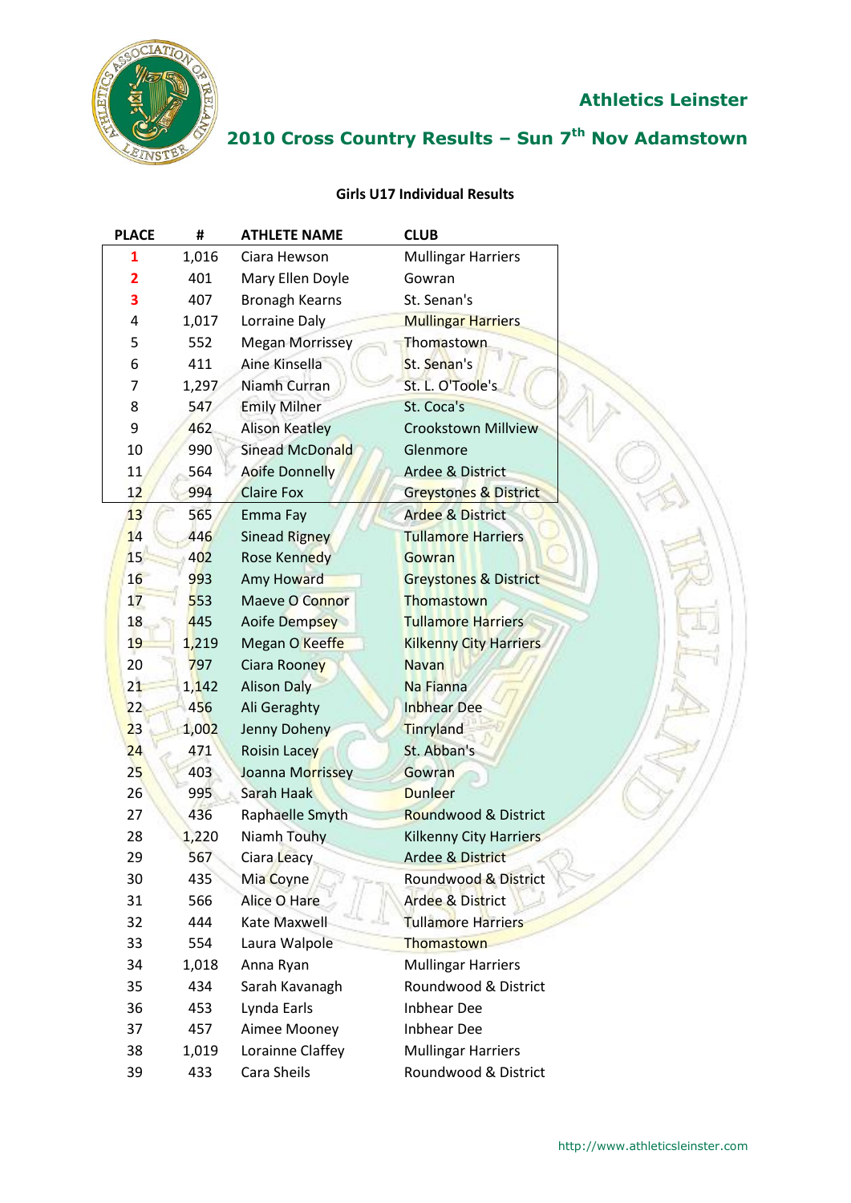## Athletics Leinster

## 2010 Cross Country Results – Sun 7th Nov Adamstown

### Girls U17 Individual Results

| PLACE | # | ATHLETE NAME | CLUB |
|---|---|---|---|
| 1 | 1,016 | Ciara Hewson | Mullingar Harriers |
| 2 | 401 | Mary Ellen Doyle | Gowran |
| 3 | 407 | Bronagh Kearns | St. Senan's |
| 4 | 1,017 | Lorraine Daly | Mullingar Harriers |
| 5 | 552 | Megan Morrissey | Thomastown |
| 6 | 411 | Aine Kinsella | St. Senan's |
| 7 | 1,297 | Niamh Curran | St. L. O'Toole's |
| 8 | 547 | Emily Milner | St. Coca's |
| 9 | 462 | Alison Keatley | Crookstown Millview |
| 10 | 990 | Sinead McDonald | Glenmore |
| 11 | 564 | Aoife Donnelly | Ardee & District |
| 12 | 994 | Claire Fox | Greystones & District |
| 13 | 565 | Emma Fay | Ardee & District |
| 14 | 446 | Sinead Rigney | Tullamore Harriers |
| 15 | 402 | Rose Kennedy | Gowran |
| 16 | 993 | Amy Howard | Greystones & District |
| 17 | 553 | Maeve O Connor | Thomastown |
| 18 | 445 | Aoife Dempsey | Tullamore Harriers |
| 19 | 1,219 | Megan O Keeffe | Kilkenny City Harriers |
| 20 | 797 | Ciara Rooney | Navan |
| 21 | 1,142 | Alison Daly | Na Fianna |
| 22 | 456 | Ali Geraghty | Inbhear Dee |
| 23 | 1,002 | Jenny Doheny | Tinryland |
| 24 | 471 | Roisin Lacey | St. Abban's |
| 25 | 403 | Joanna Morrissey | Gowran |
| 26 | 995 | Sarah Haak | Dunleer |
| 27 | 436 | Raphaelle Smyth | Roundwood & District |
| 28 | 1,220 | Niamh Touhy | Kilkenny City Harriers |
| 29 | 567 | Ciara Leacy | Ardee & District |
| 30 | 435 | Mia Coyne | Roundwood & District |
| 31 | 566 | Alice O Hare | Ardee & District |
| 32 | 444 | Kate Maxwell | Tullamore Harriers |
| 33 | 554 | Laura Walpole | Thomastown |
| 34 | 1,018 | Anna Ryan | Mullingar Harriers |
| 35 | 434 | Sarah Kavanagh | Roundwood & District |
| 36 | 453 | Lynda Earls | Inbhear Dee |
| 37 | 457 | Aimee Mooney | Inbhear Dee |
| 38 | 1,019 | Lorainne Claffey | Mullingar Harriers |
| 39 | 433 | Cara Sheils | Roundwood & District |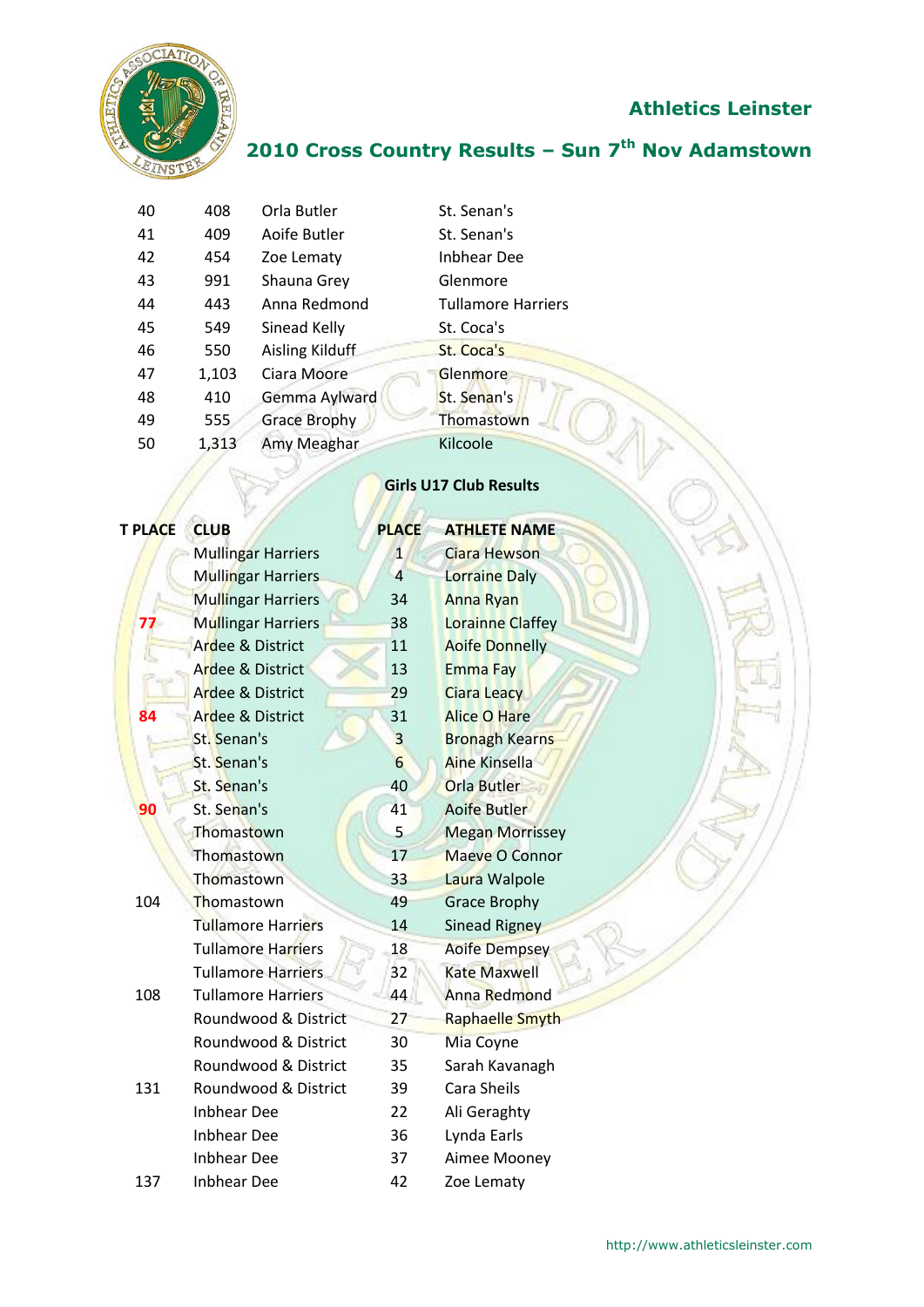## Athletics Leinster

## 2010 Cross Country Results – Sun 7th Nov Adamstown

| | | | |
|---|---|---|---|
| 40 | 408 | Orla Butler | St. Senan's |
| 41 | 409 | Aoife Butler | St. Senan's |
| 42 | 454 | Zoe Lematy | Inbhear Dee |
| 43 | 991 | Shauna Grey | Glenmore |
| 44 | 443 | Anna Redmond | Tullamore Harriers |
| 45 | 549 | Sinead Kelly | St. Coca's |
| 46 | 550 | Aisling Kilduff | St. Coca's |
| 47 | 1,103 | Ciara Moore | Glenmore |
| 48 | 410 | Gemma Aylward | St. Senan's |
| 49 | 555 | Grace Brophy | Thomastown |
| 50 | 1,313 | Amy Meaghar | Kilcoole |

### Girls U17 Club Results

| T PLACE | CLUB | PLACE | ATHLETE NAME |
|---|---|---|---|
| | Mullingar Harriers | 1 | Ciara Hewson |
| | Mullingar Harriers | 4 | Lorraine Daly |
| | Mullingar Harriers | 34 | Anna Ryan |
| 77 | Mullingar Harriers | 38 | Lorainne Claffey |
| | Ardee & District | 11 | Aoife Donnelly |
| | Ardee & District | 13 | Emma Fay |
| | Ardee & District | 29 | Ciara Leacy |
| 84 | Ardee & District | 31 | Alice O Hare |
| | St. Senan's | 3 | Bronagh Kearns |
| | St. Senan's | 6 | Aine Kinsella |
| | St. Senan's | 40 | Orla Butler |
| 90 | St. Senan's | 41 | Aoife Butler |
| | Thomastown | 5 | Megan Morrissey |
| | Thomastown | 17 | Maeve O Connor |
| | Thomastown | 33 | Laura Walpole |
| 104 | Thomastown | 49 | Grace Brophy |
| | Tullamore Harriers | 14 | Sinead Rigney |
| | Tullamore Harriers | 18 | Aoife Dempsey |
| | Tullamore Harriers | 32 | Kate Maxwell |
| 108 | Tullamore Harriers | 44 | Anna Redmond |
| | Roundwood & District | 27 | Raphaelle Smyth |
| | Roundwood & District | 30 | Mia Coyne |
| | Roundwood & District | 35 | Sarah Kavanagh |
| 131 | Roundwood & District | 39 | Cara Sheils |
| | Inbhear Dee | 22 | Ali Geraghty |
| | Inbhear Dee | 36 | Lynda Earls |
| | Inbhear Dee | 37 | Aimee Mooney |
| 137 | Inbhear Dee | 42 | Zoe Lematy |

http://www.athleticsleinster.com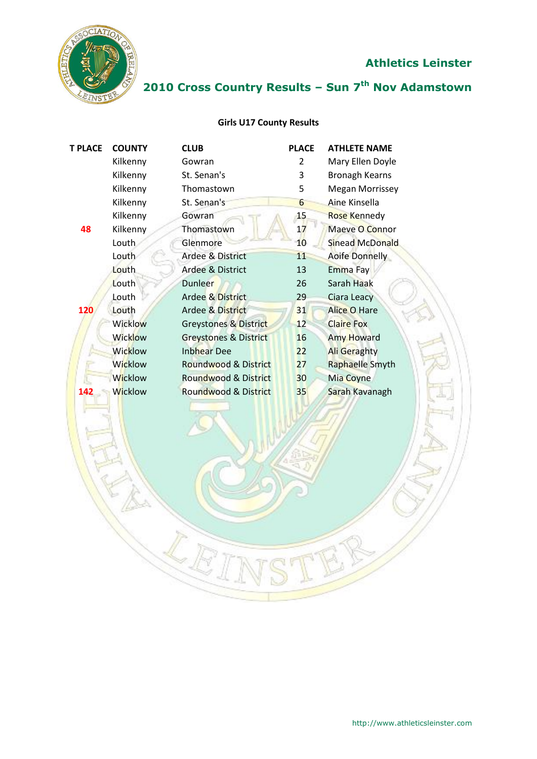## Athletics Leinster

## 2010 Cross Country Results – Sun 7th Nov Adamstown

**Girls U17 County Results**

| T PLACE | COUNTY | CLUB | PLACE | ATHLETE NAME |
|---|---|---|---|---|
| | Kilkenny | Gowran | 2 | Mary Ellen Doyle |
| | Kilkenny | St. Senan's | 3 | Bronagh Kearns |
| | Kilkenny | Thomastown | 5 | Megan Morrissey |
| | Kilkenny | St. Senan's | 6 | Aine Kinsella |
| | Kilkenny | Gowran | 15 | Rose Kennedy |
| 48 | Kilkenny | Thomastown | 17 | Maeve O Connor |
| | Louth | Glenmore | 10 | Sinead McDonald |
| | Louth | Ardee & District | 11 | Aoife Donnelly |
| | Louth | Ardee & District | 13 | Emma Fay |
| | Louth | Dunleer | 26 | Sarah Haak |
| | Louth | Ardee & District | 29 | Ciara Leacy |
| 120 | Louth | Ardee & District | 31 | Alice O Hare |
| | Wicklow | Greystones & District | 12 | Claire Fox |
| | Wicklow | Greystones & District | 16 | Amy Howard |
| | Wicklow | Inbhear Dee | 22 | Ali Geraghty |
| | Wicklow | Roundwood & District | 27 | Raphaelle Smyth |
| | Wicklow | Roundwood & District | 30 | Mia Coyne |
| 142 | Wicklow | Roundwood & District | 35 | Sarah Kavanagh |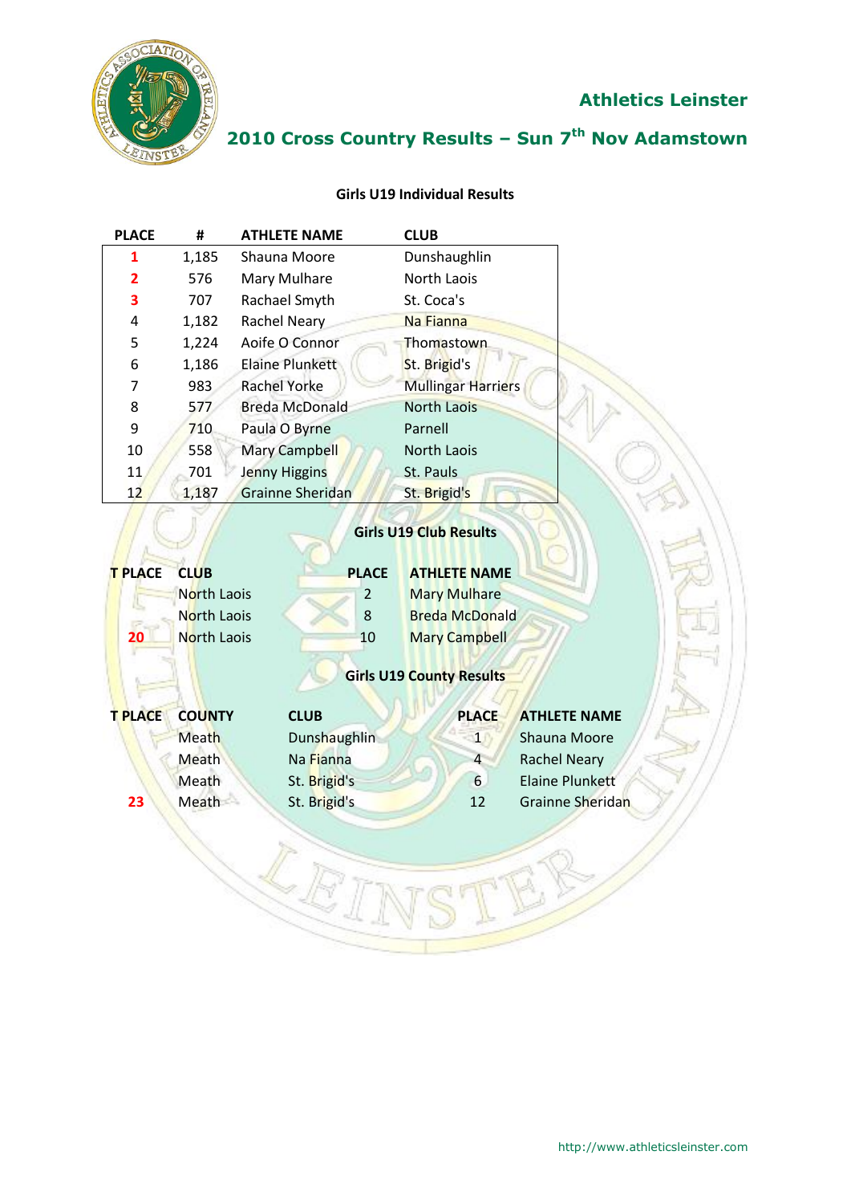## Athletics Leinster

## 2010 Cross Country Results – Sun 7th Nov Adamstown

### Girls U19 Individual Results

| PLACE | # | ATHLETE NAME | CLUB |
|---|---|---|---|
| 1 | 1,185 | Shauna Moore | Dunshaughlin |
| 2 | 576 | Mary Mulhare | North Laois |
| 3 | 707 | Rachael Smyth | St. Coca's |
| 4 | 1,182 | Rachel Neary | Na Fianna |
| 5 | 1,224 | Aoife O Connor | Thomastown |
| 6 | 1,186 | Elaine Plunkett | St. Brigid's |
| 7 | 983 | Rachel Yorke | Mullingar Harriers |
| 8 | 577 | Breda McDonald | North Laois |
| 9 | 710 | Paula O Byrne | Parnell |
| 10 | 558 | Mary Campbell | North Laois |
| 11 | 701 | Jenny Higgins | St. Pauls |
| 12 | 1,187 | Grainne Sheridan | St. Brigid's |

### Girls U19 Club Results

| T PLACE | CLUB | PLACE | ATHLETE NAME |
|---|---|---|---|
| | North Laois | 2 | Mary Mulhare |
| | North Laois | 8 | Breda McDonald |
| 20 | North Laois | 10 | Mary Campbell |

### Girls U19 County Results

| T PLACE | COUNTY | CLUB | PLACE | ATHLETE NAME |
|---|---|---|---|---|
| | Meath | Dunshaughlin | 1 | Shauna Moore |
| | Meath | Na Fianna | 4 | Rachel Neary |
| | Meath | St. Brigid's | 6 | Elaine Plunkett |
| 23 | Meath | St. Brigid's | 12 | Grainne Sheridan |

http://www.athleticsleinster.com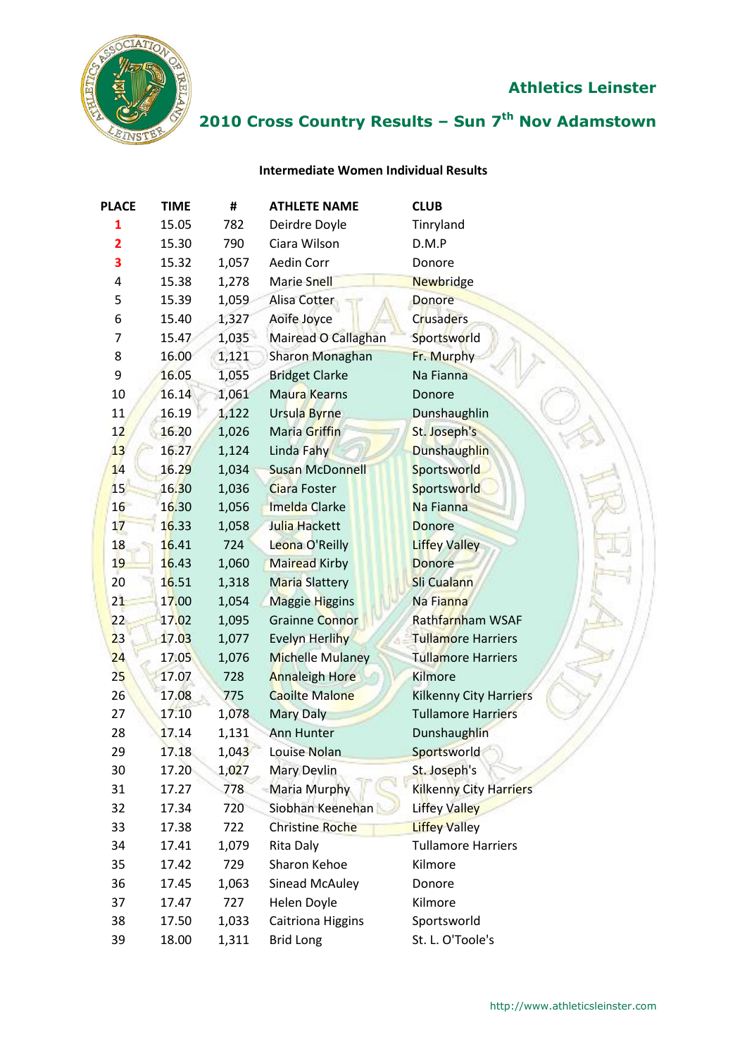## Athletics Leinster

## 2010 Cross Country Results – Sun 7th Nov Adamstown

### Intermediate Women Individual Results

| PLACE | TIME | # | ATHLETE NAME | CLUB |
|---|---|---|---|---|
| 1 | 15.05 | 782 | Deirdre Doyle | Tinryland |
| 2 | 15.30 | 790 | Ciara Wilson | D.M.P |
| 3 | 15.32 | 1,057 | Aedin Corr | Donore |
| 4 | 15.38 | 1,278 | Marie Snell | Newbridge |
| 5 | 15.39 | 1,059 | Alisa Cotter | Donore |
| 6 | 15.40 | 1,327 | Aoife Joyce | Crusaders |
| 7 | 15.47 | 1,035 | Mairead O Callaghan | Sportsworld |
| 8 | 16.00 | 1,121 | Sharon Monaghan | Fr. Murphy |
| 9 | 16.05 | 1,055 | Bridget Clarke | Na Fianna |
| 10 | 16.14 | 1,061 | Maura Kearns | Donore |
| 11 | 16.19 | 1,122 | Ursula Byrne | Dunshaughlin |
| 12 | 16.20 | 1,026 | Maria Griffin | St. Joseph's |
| 13 | 16.27 | 1,124 | Linda Fahy | Dunshaughlin |
| 14 | 16.29 | 1,034 | Susan McDonnell | Sportsworld |
| 15 | 16.30 | 1,036 | Ciara Foster | Sportsworld |
| 16 | 16.30 | 1,056 | Imelda Clarke | Na Fianna |
| 17 | 16.33 | 1,058 | Julia Hackett | Donore |
| 18 | 16.41 | 724 | Leona O'Reilly | Liffey Valley |
| 19 | 16.43 | 1,060 | Mairead Kirby | Donore |
| 20 | 16.51 | 1,318 | Maria Slattery | Sli Cualann |
| 21 | 17.00 | 1,054 | Maggie Higgins | Na Fianna |
| 22 | 17.02 | 1,095 | Grainne Connor | Rathfarnham WSAF |
| 23 | 17.03 | 1,077 | Evelyn Herlihy | Tullamore Harriers |
| 24 | 17.05 | 1,076 | Michelle Mulaney | Tullamore Harriers |
| 25 | 17.07 | 728 | Annaleigh Hore | Kilmore |
| 26 | 17.08 | 775 | Caoilte Malone | Kilkenny City Harriers |
| 27 | 17.10 | 1,078 | Mary Daly | Tullamore Harriers |
| 28 | 17.14 | 1,131 | Ann Hunter | Dunshaughlin |
| 29 | 17.18 | 1,043 | Louise Nolan | Sportsworld |
| 30 | 17.20 | 1,027 | Mary Devlin | St. Joseph's |
| 31 | 17.27 | 778 | Maria Murphy | Kilkenny City Harriers |
| 32 | 17.34 | 720 | Siobhan Keenehan | Liffey Valley |
| 33 | 17.38 | 722 | Christine Roche | Liffey Valley |
| 34 | 17.41 | 1,079 | Rita Daly | Tullamore Harriers |
| 35 | 17.42 | 729 | Sharon Kehoe | Kilmore |
| 36 | 17.45 | 1,063 | Sinead McAuley | Donore |
| 37 | 17.47 | 727 | Helen Doyle | Kilmore |
| 38 | 17.50 | 1,033 | Caitriona Higgins | Sportsworld |
| 39 | 18.00 | 1,311 | Brid Long | St. L. O'Toole's |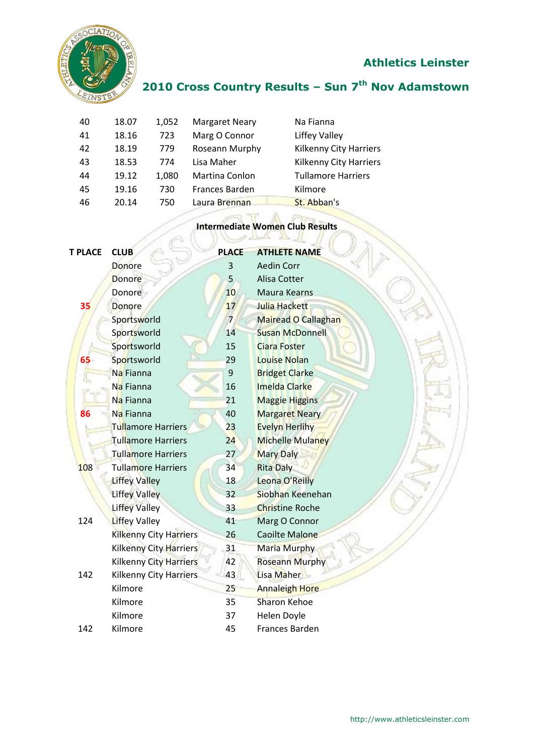## Athletics Leinster

## 2010 Cross Country Results – Sun 7th Nov Adamstown

| | | | | |
|---|---|---|---|---|
| 40 | 18.07 | 1,052 | Margaret Neary | Na Fianna |
| 41 | 18.16 | 723 | Marg O Connor | Liffey Valley |
| 42 | 18.19 | 779 | Roseann Murphy | Kilkenny City Harriers |
| 43 | 18.53 | 774 | Lisa Maher | Kilkenny City Harriers |
| 44 | 19.12 | 1,080 | Martina Conlon | Tullamore Harriers |
| 45 | 19.16 | 730 | Frances Barden | Kilmore |
| 46 | 20.14 | 750 | Laura Brennan | St. Abban's |

**Intermediate Women Club Results**

| T PLACE | CLUB | PLACE | ATHLETE NAME |
|---|---|---|---|
| | Donore | 3 | Aedin Corr |
| | Donore | 5 | Alisa Cotter |
| | Donore | 10 | Maura Kearns |
| 35 | Donore | 17 | Julia Hackett |
| | Sportsworld | 7 | Mairead O Callaghan |
| | Sportsworld | 14 | Susan McDonnell |
| | Sportsworld | 15 | Ciara Foster |
| 65 | Sportsworld | 29 | Louise Nolan |
| | Na Fianna | 9 | Bridget Clarke |
| | Na Fianna | 16 | Imelda Clarke |
| | Na Fianna | 21 | Maggie Higgins |
| 86 | Na Fianna | 40 | Margaret Neary |
| | Tullamore Harriers | 23 | Evelyn Herlihy |
| | Tullamore Harriers | 24 | Michelle Mulaney |
| | Tullamore Harriers | 27 | Mary Daly |
| 108 | Tullamore Harriers | 34 | Rita Daly |
| | Liffey Valley | 18 | Leona O'Reilly |
| | Liffey Valley | 32 | Siobhan Keenehan |
| | Liffey Valley | 33 | Christine Roche |
| 124 | Liffey Valley | 41 | Marg O Connor |
| | Kilkenny City Harriers | 26 | Caoilte Malone |
| | Kilkenny City Harriers | 31 | Maria Murphy |
| | Kilkenny City Harriers | 42 | Roseann Murphy |
| 142 | Kilkenny City Harriers | 43 | Lisa Maher |
| | Kilmore | 25 | Annaleigh Hore |
| | Kilmore | 35 | Sharon Kehoe |
| | Kilmore | 37 | Helen Doyle |
| 142 | Kilmore | 45 | Frances Barden |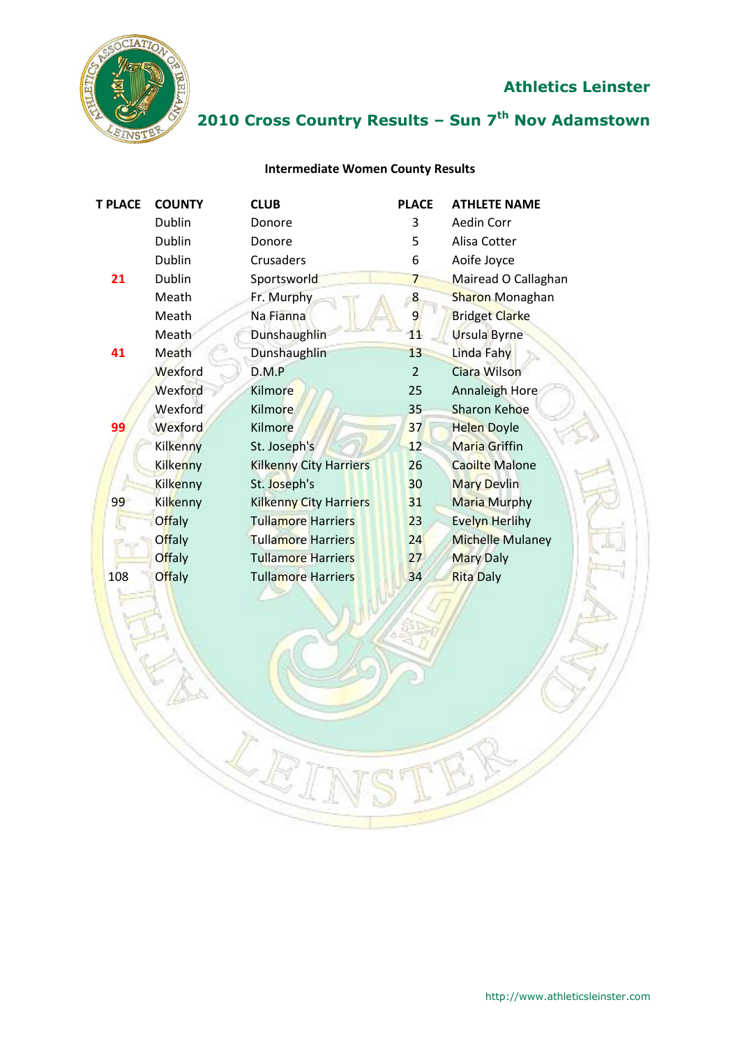## Athletics Leinster

## 2010 Cross Country Results – Sun 7th Nov Adamstown

### Intermediate Women County Results

| T PLACE | COUNTY | CLUB | PLACE | ATHLETE NAME |
|---|---|---|---|---|
| | Dublin | Donore | 3 | Aedin Corr |
| | Dublin | Donore | 5 | Alisa Cotter |
| | Dublin | Crusaders | 6 | Aoife Joyce |
| 21 | Dublin | Sportsworld | 7 | Mairead O Callaghan |
| | Meath | Fr. Murphy | 8 | Sharon Monaghan |
| | Meath | Na Fianna | 9 | Bridget Clarke |
| | Meath | Dunshaughlin | 11 | Ursula Byrne |
| 41 | Meath | Dunshaughlin | 13 | Linda Fahy |
| | Wexford | D.M.P | 2 | Ciara Wilson |
| | Wexford | Kilmore | 25 | Annaleigh Hore |
| | Wexford | Kilmore | 35 | Sharon Kehoe |
| 99 | Wexford | Kilmore | 37 | Helen Doyle |
| | Kilkenny | St. Joseph's | 12 | Maria Griffin |
| | Kilkenny | Kilkenny City Harriers | 26 | Caoilte Malone |
| | Kilkenny | St. Joseph's | 30 | Mary Devlin |
| 99 | Kilkenny | Kilkenny City Harriers | 31 | Maria Murphy |
| | Offaly | Tullamore Harriers | 23 | Evelyn Herlihy |
| | Offaly | Tullamore Harriers | 24 | Michelle Mulaney |
| | Offaly | Tullamore Harriers | 27 | Mary Daly |
| 108 | Offaly | Tullamore Harriers | 34 | Rita Daly |